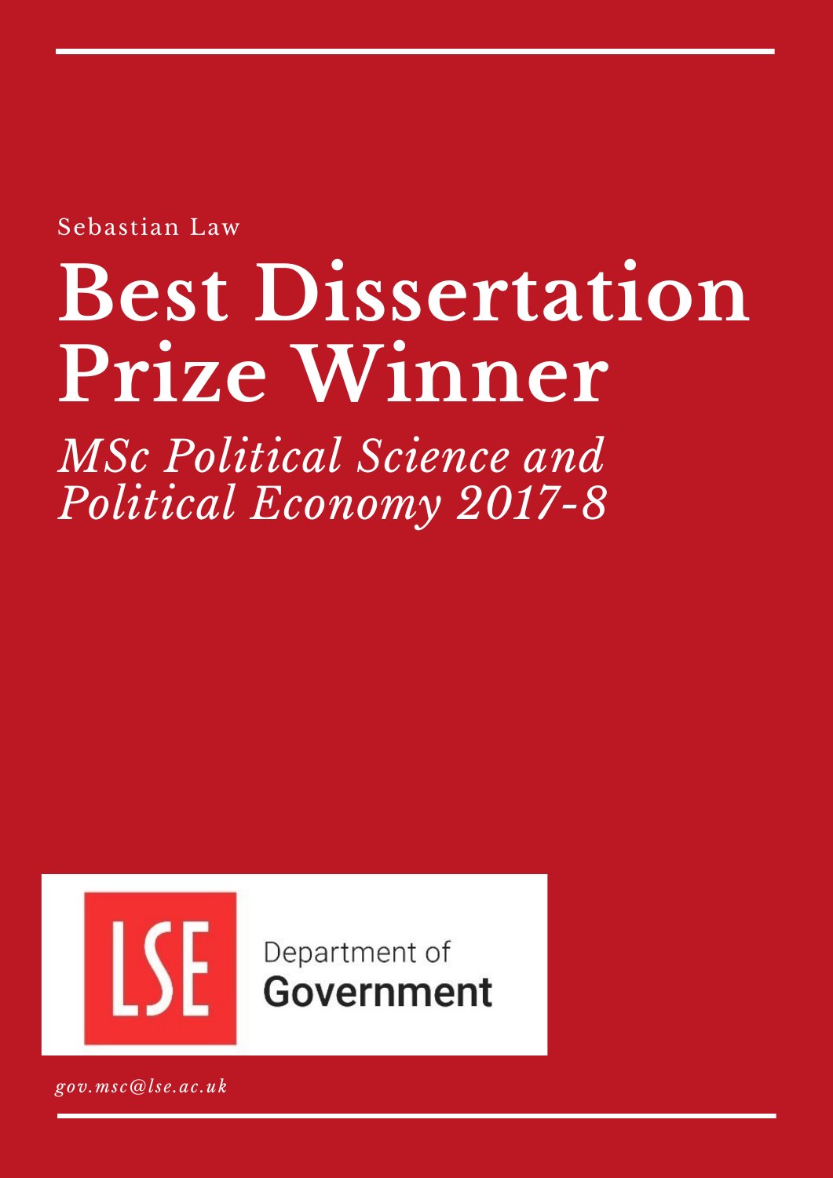Sebastian Law

# Best Dissertation Prize Winner

*MSc Political Science and Political Economy 2017-8*

LSE Department of Government

*gov.msc@lse.ac.uk*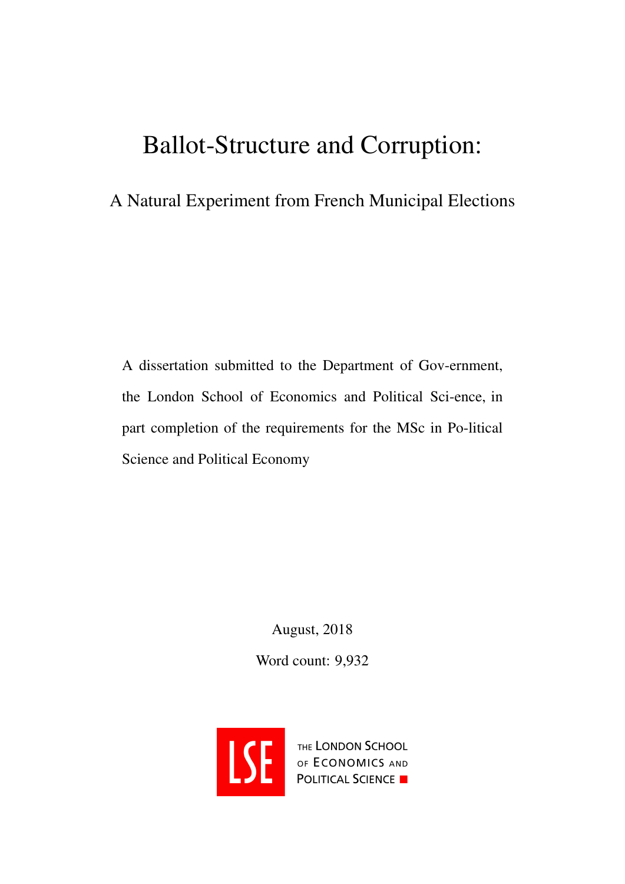# Ballot-Structure and Corruption:

## A Natural Experiment from French Municipal Elections

A dissertation submitted to the Department of Gov-ernment, the London School of Economics and Political Sci-ence, in part completion of the requirements for the MSc in Po-litical Science and Political Economy

August, 2018

Word count: 9,932

THE LONDON SCHOOL OF ECONOMICS AND POLITICAL SCIENCE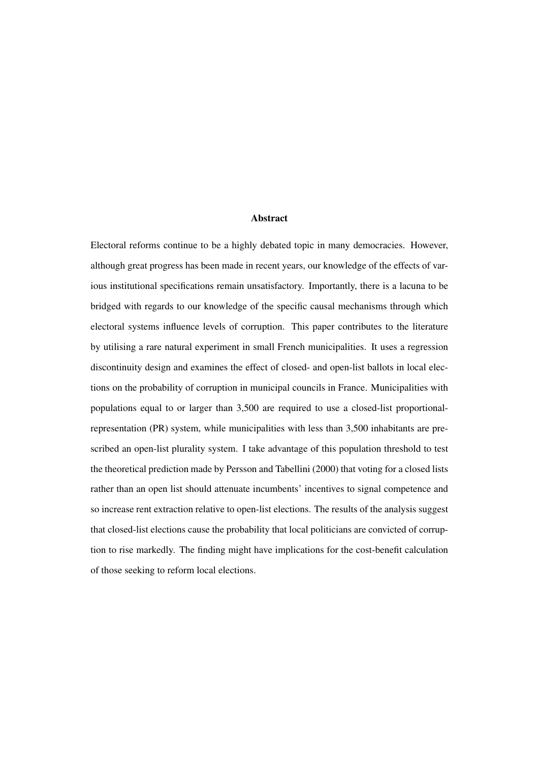## Abstract

Electoral reforms continue to be a highly debated topic in many democracies. However, although great progress has been made in recent years, our knowledge of the effects of various institutional specifications remain unsatisfactory. Importantly, there is a lacuna to be bridged with regards to our knowledge of the specific causal mechanisms through which electoral systems influence levels of corruption. This paper contributes to the literature by utilising a rare natural experiment in small French municipalities. It uses a regression discontinuity design and examines the effect of closed- and open-list ballots in local elections on the probability of corruption in municipal councils in France. Municipalities with populations equal to or larger than 3,500 are required to use a closed-list proportional-representation (PR) system, while municipalities with less than 3,500 inhabitants are prescribed an open-list plurality system. I take advantage of this population threshold to test the theoretical prediction made by Persson and Tabellini (2000) that voting for a closed lists rather than an open list should attenuate incumbents' incentives to signal competence and so increase rent extraction relative to open-list elections. The results of the analysis suggest that closed-list elections cause the probability that local politicians are convicted of corruption to rise markedly. The finding might have implications for the cost-benefit calculation of those seeking to reform local elections.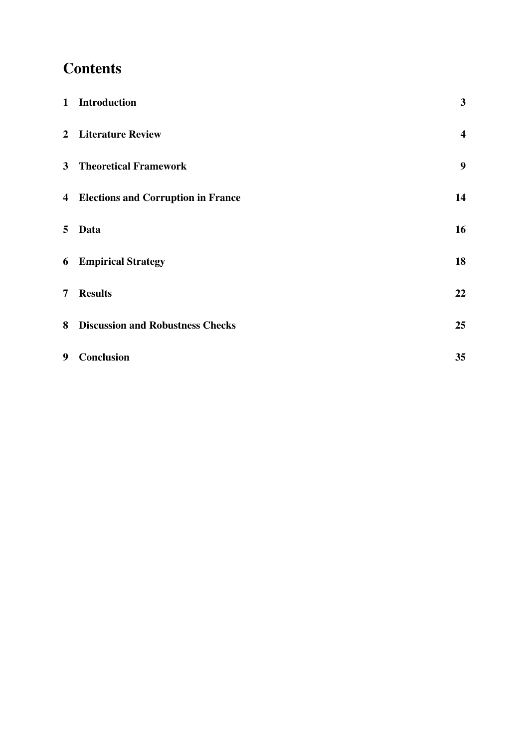# Contents

| | | |
|---|---|---|
| **1** | **Introduction** | **3** |
| **2** | **Literature Review** | **4** |
| **3** | **Theoretical Framework** | **9** |
| **4** | **Elections and Corruption in France** | **14** |
| **5** | **Data** | **16** |
| **6** | **Empirical Strategy** | **18** |
| **7** | **Results** | **22** |
| **8** | **Discussion and Robustness Checks** | **25** |
| **9** | **Conclusion** | **35** |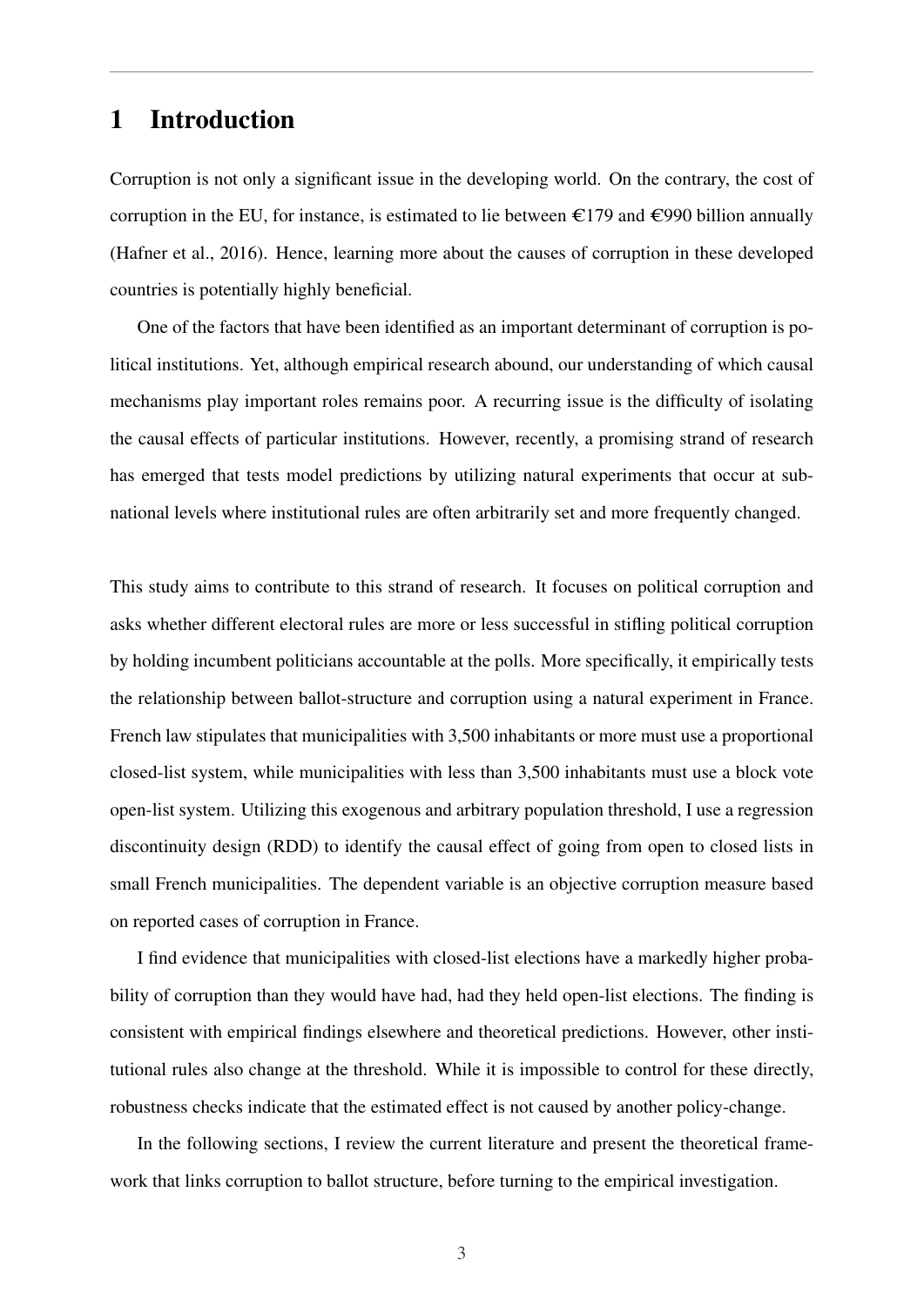# 1 Introduction

Corruption is not only a significant issue in the developing world. On the contrary, the cost of corruption in the EU, for instance, is estimated to lie between €179 and €990 billion annually (Hafner et al., 2016). Hence, learning more about the causes of corruption in these developed countries is potentially highly beneficial.

One of the factors that have been identified as an important determinant of corruption is political institutions. Yet, although empirical research abound, our understanding of which causal mechanisms play important roles remains poor. A recurring issue is the difficulty of isolating the causal effects of particular institutions. However, recently, a promising strand of research has emerged that tests model predictions by utilizing natural experiments that occur at subnational levels where institutional rules are often arbitrarily set and more frequently changed.

This study aims to contribute to this strand of research. It focuses on political corruption and asks whether different electoral rules are more or less successful in stifling political corruption by holding incumbent politicians accountable at the polls. More specifically, it empirically tests the relationship between ballot-structure and corruption using a natural experiment in France. French law stipulates that municipalities with 3,500 inhabitants or more must use a proportional closed-list system, while municipalities with less than 3,500 inhabitants must use a block vote open-list system. Utilizing this exogenous and arbitrary population threshold, I use a regression discontinuity design (RDD) to identify the causal effect of going from open to closed lists in small French municipalities. The dependent variable is an objective corruption measure based on reported cases of corruption in France.

I find evidence that municipalities with closed-list elections have a markedly higher probability of corruption than they would have had, had they held open-list elections. The finding is consistent with empirical findings elsewhere and theoretical predictions. However, other institutional rules also change at the threshold. While it is impossible to control for these directly, robustness checks indicate that the estimated effect is not caused by another policy-change.

In the following sections, I review the current literature and present the theoretical framework that links corruption to ballot structure, before turning to the empirical investigation.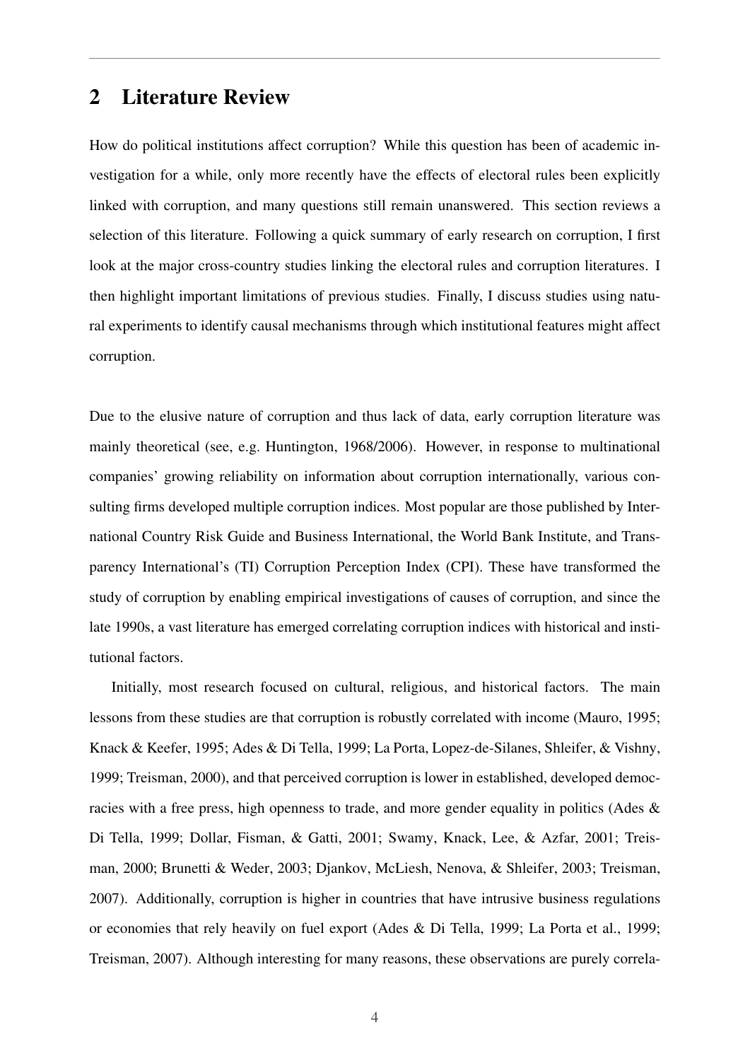## 2 Literature Review

How do political institutions affect corruption? While this question has been of academic investigation for a while, only more recently have the effects of electoral rules been explicitly linked with corruption, and many questions still remain unanswered. This section reviews a selection of this literature. Following a quick summary of early research on corruption, I first look at the major cross-country studies linking the electoral rules and corruption literatures. I then highlight important limitations of previous studies. Finally, I discuss studies using natural experiments to identify causal mechanisms through which institutional features might affect corruption.

Due to the elusive nature of corruption and thus lack of data, early corruption literature was mainly theoretical (see, e.g. Huntington, 1968/2006). However, in response to multinational companies' growing reliability on information about corruption internationally, various consulting firms developed multiple corruption indices. Most popular are those published by International Country Risk Guide and Business International, the World Bank Institute, and Transparency International's (TI) Corruption Perception Index (CPI). These have transformed the study of corruption by enabling empirical investigations of causes of corruption, and since the late 1990s, a vast literature has emerged correlating corruption indices with historical and institutional factors.

Initially, most research focused on cultural, religious, and historical factors. The main lessons from these studies are that corruption is robustly correlated with income (Mauro, 1995; Knack & Keefer, 1995; Ades & Di Tella, 1999; La Porta, Lopez-de-Silanes, Shleifer, & Vishny, 1999; Treisman, 2000), and that perceived corruption is lower in established, developed democracies with a free press, high openness to trade, and more gender equality in politics (Ades & Di Tella, 1999; Dollar, Fisman, & Gatti, 2001; Swamy, Knack, Lee, & Azfar, 2001; Treisman, 2000; Brunetti & Weder, 2003; Djankov, McLiesh, Nenova, & Shleifer, 2003; Treisman, 2007). Additionally, corruption is higher in countries that have intrusive business regulations or economies that rely heavily on fuel export (Ades & Di Tella, 1999; La Porta et al., 1999; Treisman, 2007). Although interesting for many reasons, these observations are purely correla-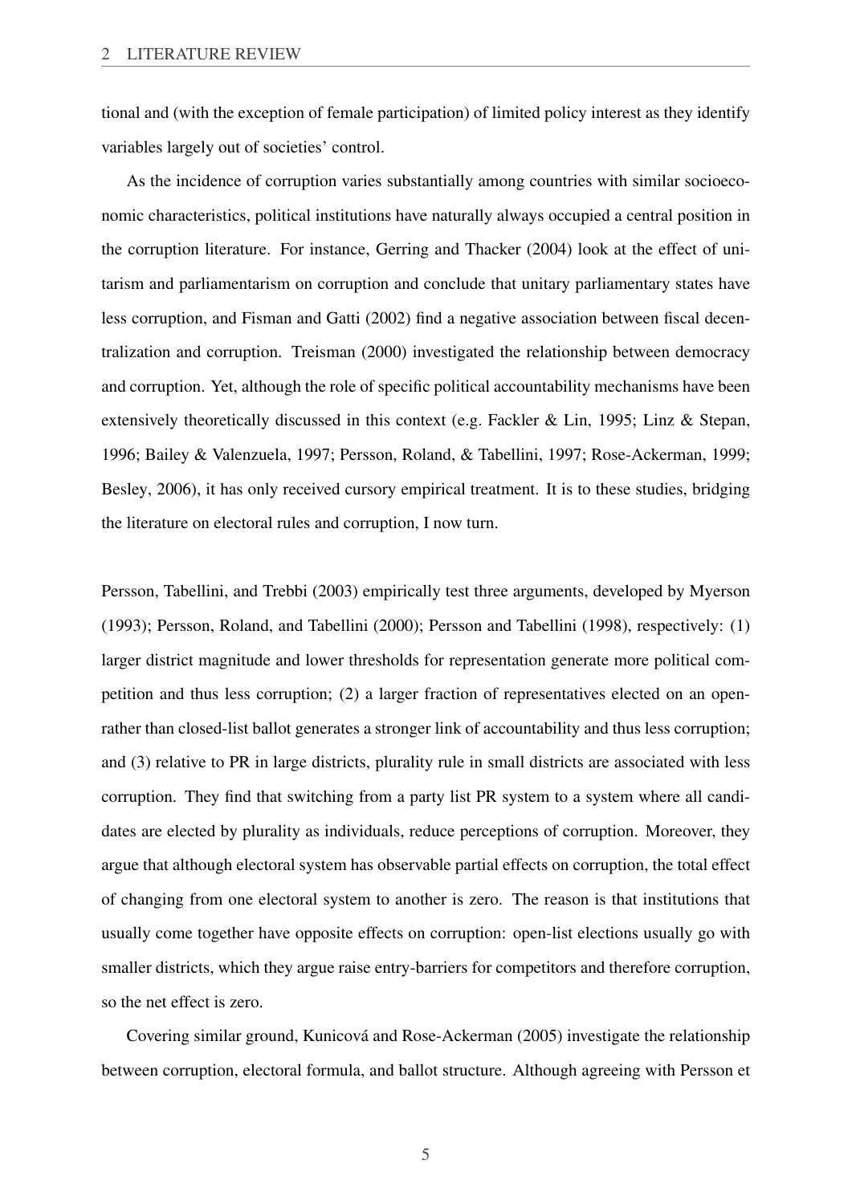tional and (with the exception of female participation) of limited policy interest as they identify variables largely out of societies' control.

As the incidence of corruption varies substantially among countries with similar socioeconomic characteristics, political institutions have naturally always occupied a central position in the corruption literature. For instance, Gerring and Thacker (2004) look at the effect of unitarism and parliamentarism on corruption and conclude that unitary parliamentary states have less corruption, and Fisman and Gatti (2002) find a negative association between fiscal decentralization and corruption. Treisman (2000) investigated the relationship between democracy and corruption. Yet, although the role of specific political accountability mechanisms have been extensively theoretically discussed in this context (e.g. Fackler & Lin, 1995; Linz & Stepan, 1996; Bailey & Valenzuela, 1997; Persson, Roland, & Tabellini, 1997; Rose-Ackerman, 1999; Besley, 2006), it has only received cursory empirical treatment. It is to these studies, bridging the literature on electoral rules and corruption, I now turn.

Persson, Tabellini, and Trebbi (2003) empirically test three arguments, developed by Myerson (1993); Persson, Roland, and Tabellini (2000); Persson and Tabellini (1998), respectively: (1) larger district magnitude and lower thresholds for representation generate more political competition and thus less corruption; (2) a larger fraction of representatives elected on an open- rather than closed-list ballot generates a stronger link of accountability and thus less corruption; and (3) relative to PR in large districts, plurality rule in small districts are associated with less corruption. They find that switching from a party list PR system to a system where all candidates are elected by plurality as individuals, reduce perceptions of corruption. Moreover, they argue that although electoral system has observable partial effects on corruption, the total effect of changing from one electoral system to another is zero. The reason is that institutions that usually come together have opposite effects on corruption: open-list elections usually go with smaller districts, which they argue raise entry-barriers for competitors and therefore corruption, so the net effect is zero.

Covering similar ground, Kunicová and Rose-Ackerman (2005) investigate the relationship between corruption, electoral formula, and ballot structure. Although agreeing with Persson et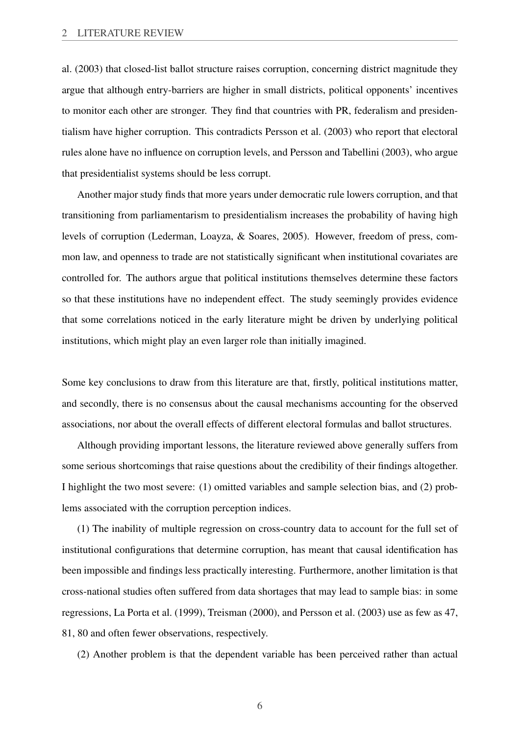al. (2003) that closed-list ballot structure raises corruption, concerning district magnitude they argue that although entry-barriers are higher in small districts, political opponents' incentives to monitor each other are stronger. They find that countries with PR, federalism and presidentialism have higher corruption. This contradicts Persson et al. (2003) who report that electoral rules alone have no influence on corruption levels, and Persson and Tabellini (2003), who argue that presidentialist systems should be less corrupt.

Another major study finds that more years under democratic rule lowers corruption, and that transitioning from parliamentarism to presidentialism increases the probability of having high levels of corruption (Lederman, Loayza, & Soares, 2005). However, freedom of press, common law, and openness to trade are not statistically significant when institutional covariates are controlled for. The authors argue that political institutions themselves determine these factors so that these institutions have no independent effect. The study seemingly provides evidence that some correlations noticed in the early literature might be driven by underlying political institutions, which might play an even larger role than initially imagined.

Some key conclusions to draw from this literature are that, firstly, political institutions matter, and secondly, there is no consensus about the causal mechanisms accounting for the observed associations, nor about the overall effects of different electoral formulas and ballot structures.

Although providing important lessons, the literature reviewed above generally suffers from some serious shortcomings that raise questions about the credibility of their findings altogether. I highlight the two most severe: (1) omitted variables and sample selection bias, and (2) problems associated with the corruption perception indices.

(1) The inability of multiple regression on cross-country data to account for the full set of institutional configurations that determine corruption, has meant that causal identification has been impossible and findings less practically interesting. Furthermore, another limitation is that cross-national studies often suffered from data shortages that may lead to sample bias: in some regressions, La Porta et al. (1999), Treisman (2000), and Persson et al. (2003) use as few as 47, 81, 80 and often fewer observations, respectively.

(2) Another problem is that the dependent variable has been perceived rather than actual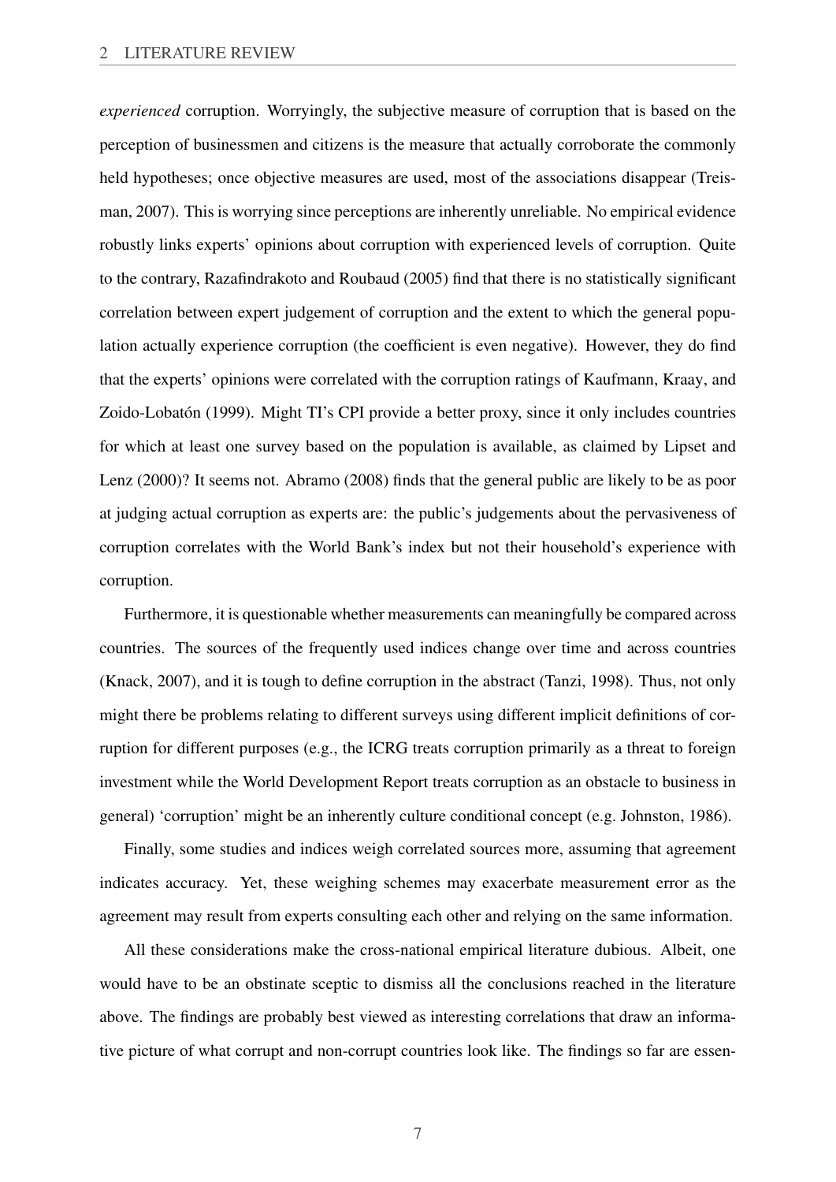*experienced* corruption. Worryingly, the subjective measure of corruption that is based on the perception of businessmen and citizens is the measure that actually corroborate the commonly held hypotheses; once objective measures are used, most of the associations disappear (Treisman, 2007). This is worrying since perceptions are inherently unreliable. No empirical evidence robustly links experts' opinions about corruption with experienced levels of corruption. Quite to the contrary, Razafindrakoto and Roubaud (2005) find that there is no statistically significant correlation between expert judgement of corruption and the extent to which the general population actually experience corruption (the coefficient is even negative). However, they do find that the experts' opinions were correlated with the corruption ratings of Kaufmann, Kraay, and Zoido-Lobatón (1999). Might TI's CPI provide a better proxy, since it only includes countries for which at least one survey based on the population is available, as claimed by Lipset and Lenz (2000)? It seems not. Abramo (2008) finds that the general public are likely to be as poor at judging actual corruption as experts are: the public's judgements about the pervasiveness of corruption correlates with the World Bank's index but not their household's experience with corruption.

Furthermore, it is questionable whether measurements can meaningfully be compared across countries. The sources of the frequently used indices change over time and across countries (Knack, 2007), and it is tough to define corruption in the abstract (Tanzi, 1998). Thus, not only might there be problems relating to different surveys using different implicit definitions of corruption for different purposes (e.g., the ICRG treats corruption primarily as a threat to foreign investment while the World Development Report treats corruption as an obstacle to business in general) 'corruption' might be an inherently culture conditional concept (e.g. Johnston, 1986).

Finally, some studies and indices weigh correlated sources more, assuming that agreement indicates accuracy. Yet, these weighing schemes may exacerbate measurement error as the agreement may result from experts consulting each other and relying on the same information.

All these considerations make the cross-national empirical literature dubious. Albeit, one would have to be an obstinate sceptic to dismiss all the conclusions reached in the literature above. The findings are probably best viewed as interesting correlations that draw an informative picture of what corrupt and non-corrupt countries look like. The findings so far are essen-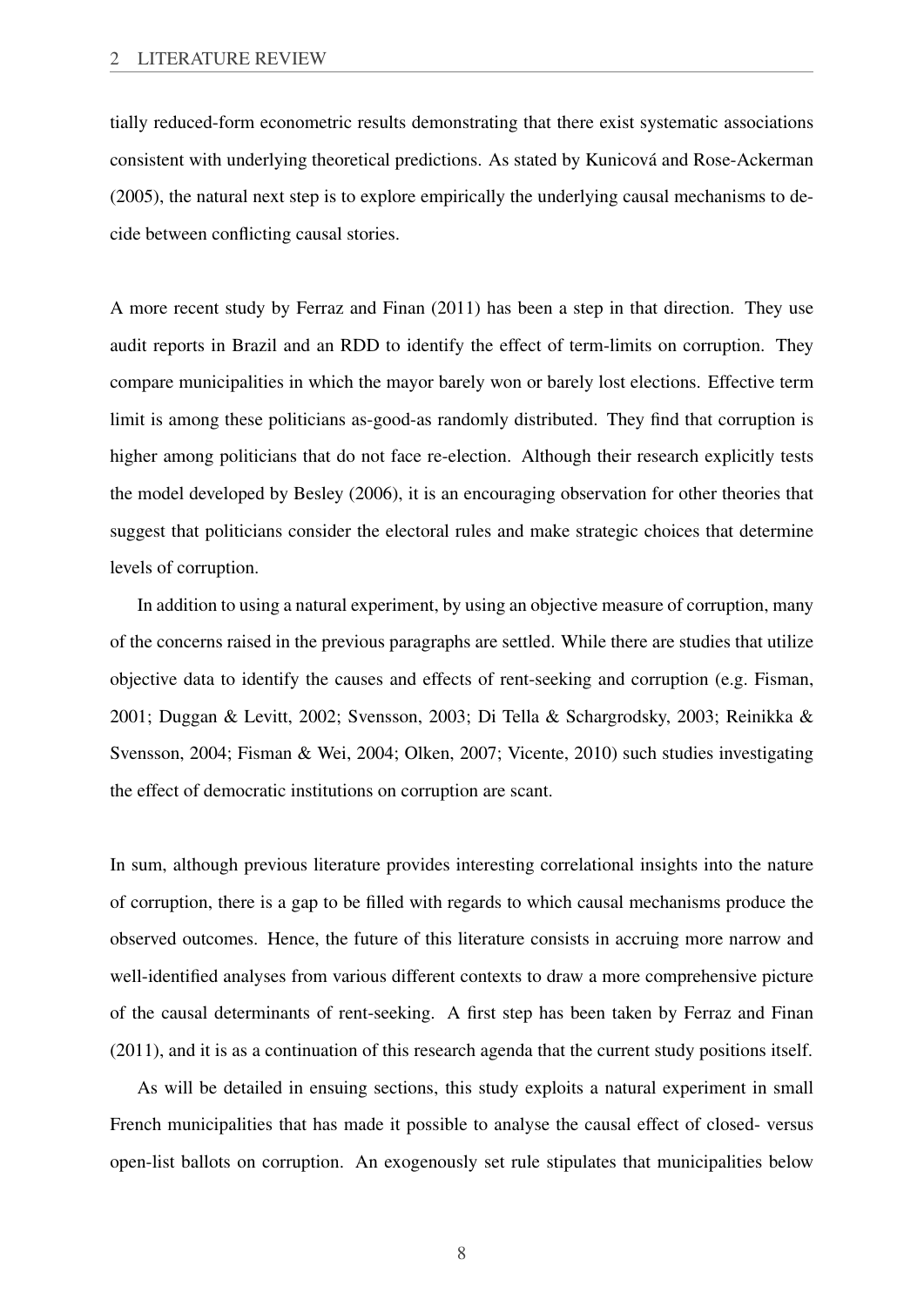tially reduced-form econometric results demonstrating that there exist systematic associations consistent with underlying theoretical predictions. As stated by Kunicová and Rose-Ackerman (2005), the natural next step is to explore empirically the underlying causal mechanisms to decide between conflicting causal stories.

A more recent study by Ferraz and Finan (2011) has been a step in that direction. They use audit reports in Brazil and an RDD to identify the effect of term-limits on corruption. They compare municipalities in which the mayor barely won or barely lost elections. Effective term limit is among these politicians as-good-as randomly distributed. They find that corruption is higher among politicians that do not face re-election. Although their research explicitly tests the model developed by Besley (2006), it is an encouraging observation for other theories that suggest that politicians consider the electoral rules and make strategic choices that determine levels of corruption.

In addition to using a natural experiment, by using an objective measure of corruption, many of the concerns raised in the previous paragraphs are settled. While there are studies that utilize objective data to identify the causes and effects of rent-seeking and corruption (e.g. Fisman, 2001; Duggan & Levitt, 2002; Svensson, 2003; Di Tella & Schargrodsky, 2003; Reinikka & Svensson, 2004; Fisman & Wei, 2004; Olken, 2007; Vicente, 2010) such studies investigating the effect of democratic institutions on corruption are scant.

In sum, although previous literature provides interesting correlational insights into the nature of corruption, there is a gap to be filled with regards to which causal mechanisms produce the observed outcomes. Hence, the future of this literature consists in accruing more narrow and well-identified analyses from various different contexts to draw a more comprehensive picture of the causal determinants of rent-seeking. A first step has been taken by Ferraz and Finan (2011), and it is as a continuation of this research agenda that the current study positions itself.

As will be detailed in ensuing sections, this study exploits a natural experiment in small French municipalities that has made it possible to analyse the causal effect of closed- versus open-list ballots on corruption. An exogenously set rule stipulates that municipalities below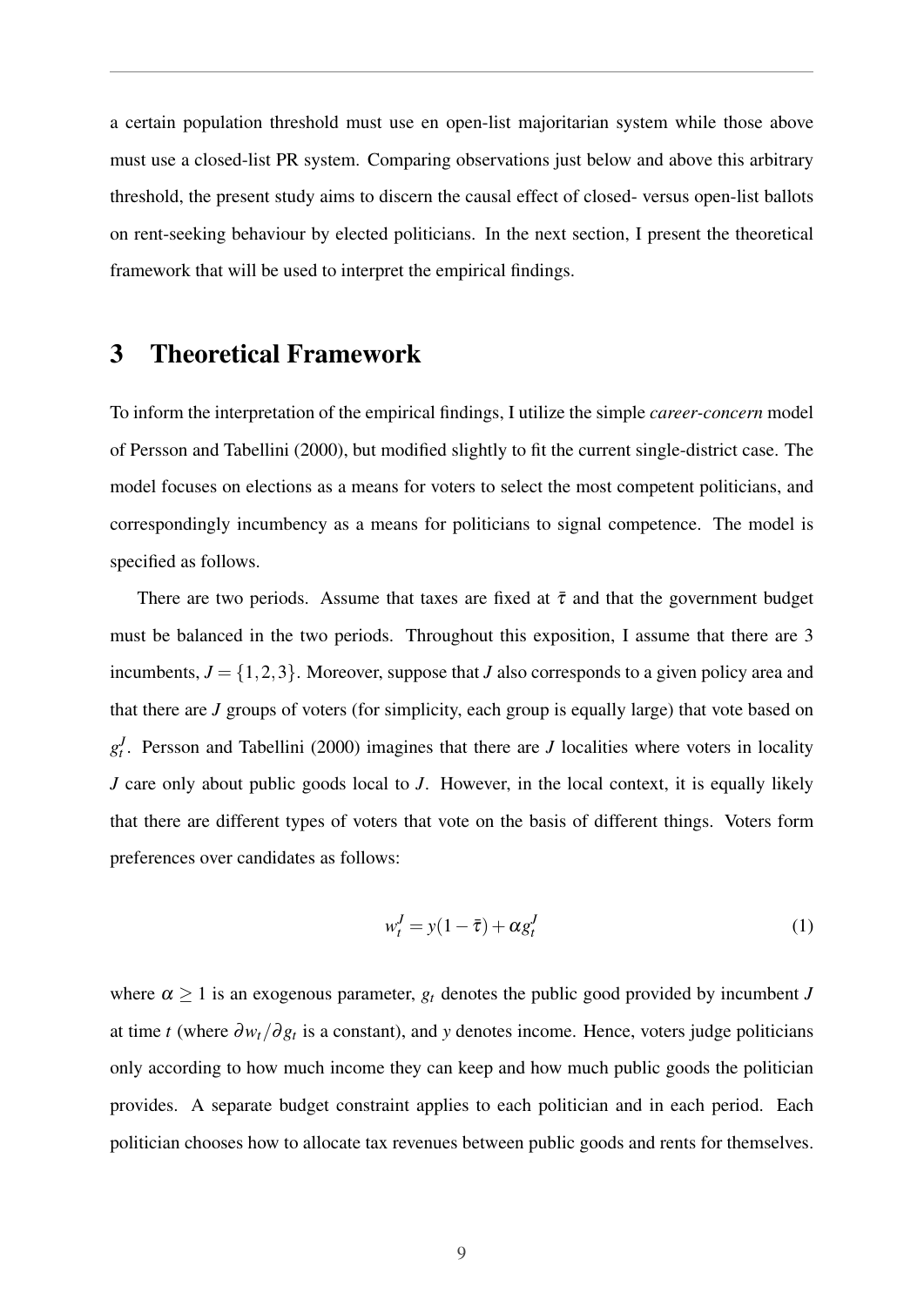a certain population threshold must use en open-list majoritarian system while those above must use a closed-list PR system. Comparing observations just below and above this arbitrary threshold, the present study aims to discern the causal effect of closed- versus open-list ballots on rent-seeking behaviour by elected politicians. In the next section, I present the theoretical framework that will be used to interpret the empirical findings.

# 3 Theoretical Framework

To inform the interpretation of the empirical findings, I utilize the simple *career-concern* model of Persson and Tabellini (2000), but modified slightly to fit the current single-district case. The model focuses on elections as a means for voters to select the most competent politicians, and correspondingly incumbency as a means for politicians to signal competence. The model is specified as follows.

There are two periods. Assume that taxes are fixed at $\bar{\tau}$ and that the government budget must be balanced in the two periods. Throughout this exposition, I assume that there are 3 incumbents, $J = \{1,2,3\}$. Moreover, suppose that $J$ also corresponds to a given policy area and that there are $J$ groups of voters (for simplicity, each group is equally large) that vote based on $g_t^J$. Persson and Tabellini (2000) imagines that there are $J$ localities where voters in locality $J$ care only about public goods local to $J$. However, in the local context, it is equally likely that there are different types of voters that vote on the basis of different things. Voters form preferences over candidates as follows:

$$w_t^J = y(1-\bar{\tau}) + \alpha g_t^J \tag{1}$$

where $\alpha \geq 1$ is an exogenous parameter, $g_t$ denotes the public good provided by incumbent $J$ at time $t$ (where $\partial w_t / \partial g_t$ is a constant), and $y$ denotes income. Hence, voters judge politicians only according to how much income they can keep and how much public goods the politician provides. A separate budget constraint applies to each politician and in each period. Each politician chooses how to allocate tax revenues between public goods and rents for themselves.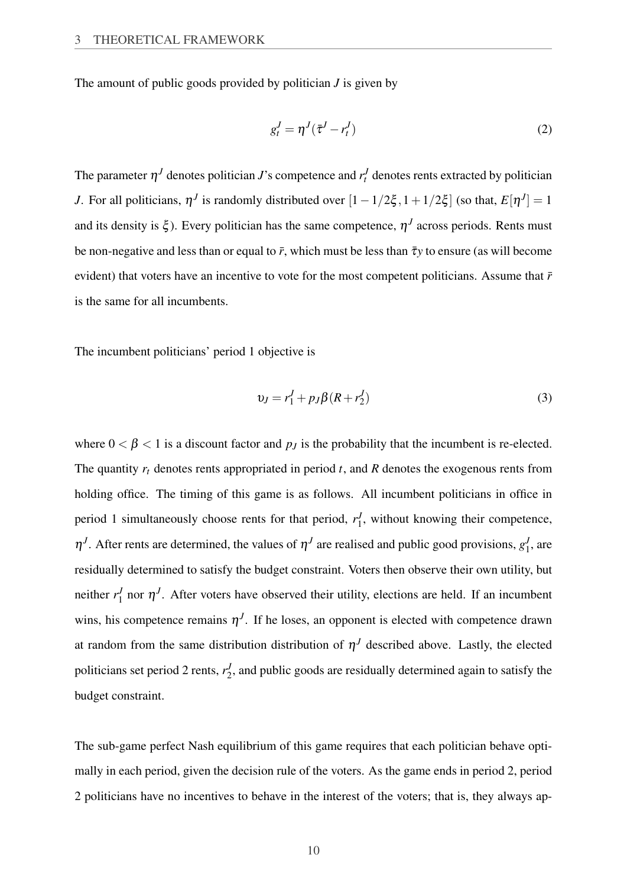The amount of public goods provided by politician $J$ is given by

$$g_t^J = \eta^J(\bar{\tau}^J - r_t^J) \tag{2}$$

The parameter $\eta^J$ denotes politician $J$'s competence and $r_t^J$ denotes rents extracted by politician $J$. For all politicians, $\eta^J$ is randomly distributed over $[1-1/2\xi, 1+1/2\xi]$ (so that, $E[\eta^J] = 1$ and its density is $\xi$). Every politician has the same competence, $\eta^J$ across periods. Rents must be non-negative and less than or equal to $\bar{r}$, which must be less than $\bar{\tau}y$ to ensure (as will become evident) that voters have an incentive to vote for the most competent politicians. Assume that $\bar{r}$ is the same for all incumbents.

The incumbent politicians' period 1 objective is

$$\upsilon_J = r_1^J + p_J\beta(R + r_2^J) \tag{3}$$

where $0 < \beta < 1$ is a discount factor and $p_J$ is the probability that the incumbent is re-elected. The quantity $r_t$ denotes rents appropriated in period $t$, and $R$ denotes the exogenous rents from holding office. The timing of this game is as follows. All incumbent politicians in office in period 1 simultaneously choose rents for that period, $r_1^J$, without knowing their competence, $\eta^J$. After rents are determined, the values of $\eta^J$ are realised and public good provisions, $g_1^J$, are residually determined to satisfy the budget constraint. Voters then observe their own utility, but neither $r_1^J$ nor $\eta^J$. After voters have observed their utility, elections are held. If an incumbent wins, his competence remains $\eta^J$. If he loses, an opponent is elected with competence drawn at random from the same distribution distribution of $\eta^J$ described above. Lastly, the elected politicians set period 2 rents, $r_2^J$, and public goods are residually determined again to satisfy the budget constraint.

The sub-game perfect Nash equilibrium of this game requires that each politician behave optimally in each period, given the decision rule of the voters. As the game ends in period 2, period 2 politicians have no incentives to behave in the interest of the voters; that is, they always ap-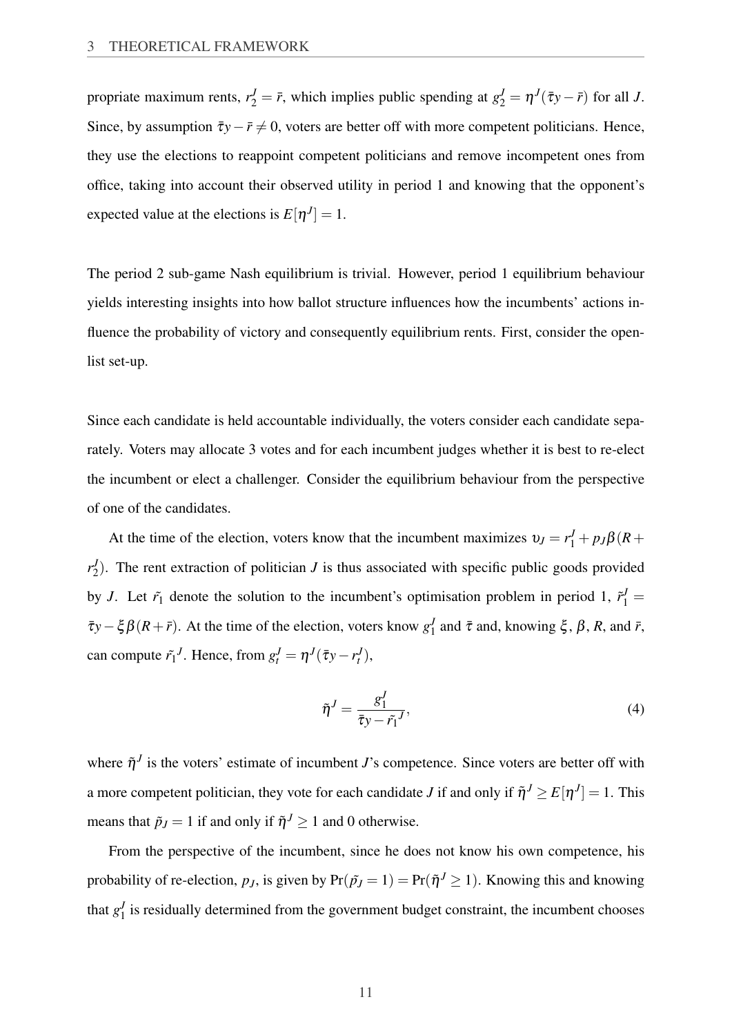propriate maximum rents, $r_2^J = \bar{r}$, which implies public spending at $g_2^J = \eta^J(\bar{\tau}y - \bar{r})$ for all $J$. Since, by assumption $\bar{\tau}y - \bar{r} \neq 0$, voters are better off with more competent politicians. Hence, they use the elections to reappoint competent politicians and remove incompetent ones from office, taking into account their observed utility in period 1 and knowing that the opponent's expected value at the elections is $E[\eta^J] = 1$.

The period 2 sub-game Nash equilibrium is trivial. However, period 1 equilibrium behaviour yields interesting insights into how ballot structure influences how the incumbents' actions influence the probability of victory and consequently equilibrium rents. First, consider the open-list set-up.

Since each candidate is held accountable individually, the voters consider each candidate separately. Voters may allocate 3 votes and for each incumbent judges whether it is best to re-elect the incumbent or elect a challenger. Consider the equilibrium behaviour from the perspective of one of the candidates.

At the time of the election, voters know that the incumbent maximizes $\upsilon_J = r_1^J + p_J\beta(R + r_2^J)$. The rent extraction of politician $J$ is thus associated with specific public goods provided by $J$. Let $\tilde{r_1}$ denote the solution to the incumbent's optimisation problem in period 1, $\tilde{r}_1^J = \bar{\tau}y - \xi\beta(R + \bar{r})$. At the time of the election, voters know $g_1^J$ and $\bar{\tau}$ and, knowing $\xi$, $\beta$, $R$, and $\bar{r}$, can compute $\tilde{r_1}^J$. Hence, from $g_t^J = \eta^J(\bar{\tau}y - r_t^J)$,

$$\tilde{\eta}^J = \frac{g_1^J}{\bar{\tau}y - \tilde{r_1}^J}, \tag{4}$$

where $\tilde{\eta}^J$ is the voters' estimate of incumbent $J$'s competence. Since voters are better off with a more competent politician, they vote for each candidate $J$ if and only if $\tilde{\eta}^J \geq E[\eta^J] = 1$. This means that $\tilde{p}_J = 1$ if and only if $\tilde{\eta}^J \geq 1$ and 0 otherwise.

From the perspective of the incumbent, since he does not know his own competence, his probability of re-election, $p_J$, is given by $\Pr(\tilde{p}_J = 1) = \Pr(\tilde{\eta}^J \geq 1)$. Knowing this and knowing that $g_1^J$ is residually determined from the government budget constraint, the incumbent chooses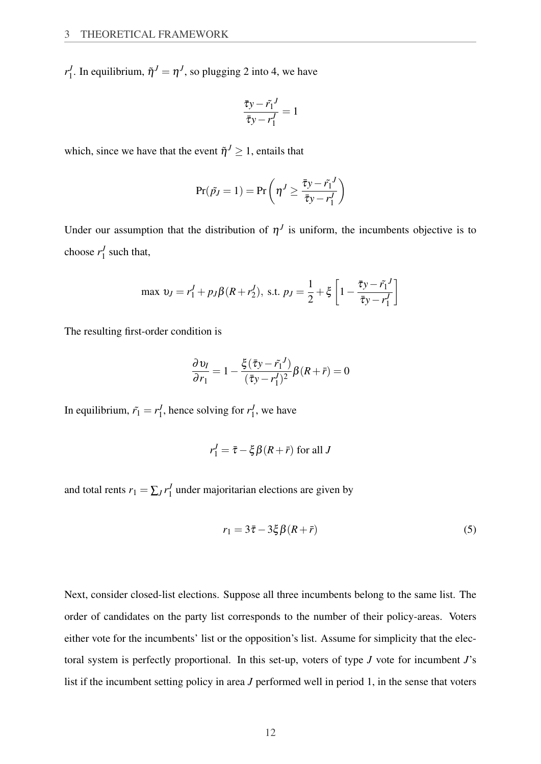$r_1^J$. In equilibrium, $\tilde{\eta}^J = \eta^J$, so plugging 2 into 4, we have

$$\frac{\bar{\tau}y - \tilde{r_1}^J}{\bar{\tau}y - r_1^J} = 1$$

which, since we have that the event $\tilde{\eta}^J \geq 1$, entails that

$$\Pr(\tilde{p_J} = 1) = \Pr\left(\eta^J \geq \frac{\bar{\tau}y - \tilde{r_1}^J}{\bar{\tau}y - r_1^J}\right)$$

Under our assumption that the distribution of $\eta^J$ is uniform, the incumbents objective is to choose $r_1^J$ such that,

$$\max\ \upsilon_J = r_1^J + p_J\beta(R + r_2^J),\ \text{s.t.}\ p_J = \frac{1}{2} + \xi\left[1 - \frac{\bar{\tau}y - \tilde{r_1}^J}{\bar{\tau}y - r_1^J}\right]$$

The resulting first-order condition is

$$\frac{\partial \upsilon_I}{\partial r_1} = 1 - \frac{\xi(\bar{\tau}y - \tilde{r_1}^J)}{(\bar{\tau}y - r_1^J)^2}\beta(R + \bar{r}) = 0$$

In equilibrium, $\tilde{r_1} = r_1^J$, hence solving for $r_1^J$, we have

$$r_1^J = \bar{\tau} - \xi\beta(R + \bar{r})\ \text{for all}\ J$$

and total rents $r_1 = \sum_J r_1^J$ under majoritarian elections are given by

$$r_1 = 3\bar{\tau} - 3\xi\beta(R + \bar{r}) \tag{5}$$

Next, consider closed-list elections. Suppose all three incumbents belong to the same list. The order of candidates on the party list corresponds to the number of their policy-areas. Voters either vote for the incumbents' list or the opposition's list. Assume for simplicity that the electoral system is perfectly proportional. In this set-up, voters of type $J$ vote for incumbent $J$'s list if the incumbent setting policy in area $J$ performed well in period 1, in the sense that voters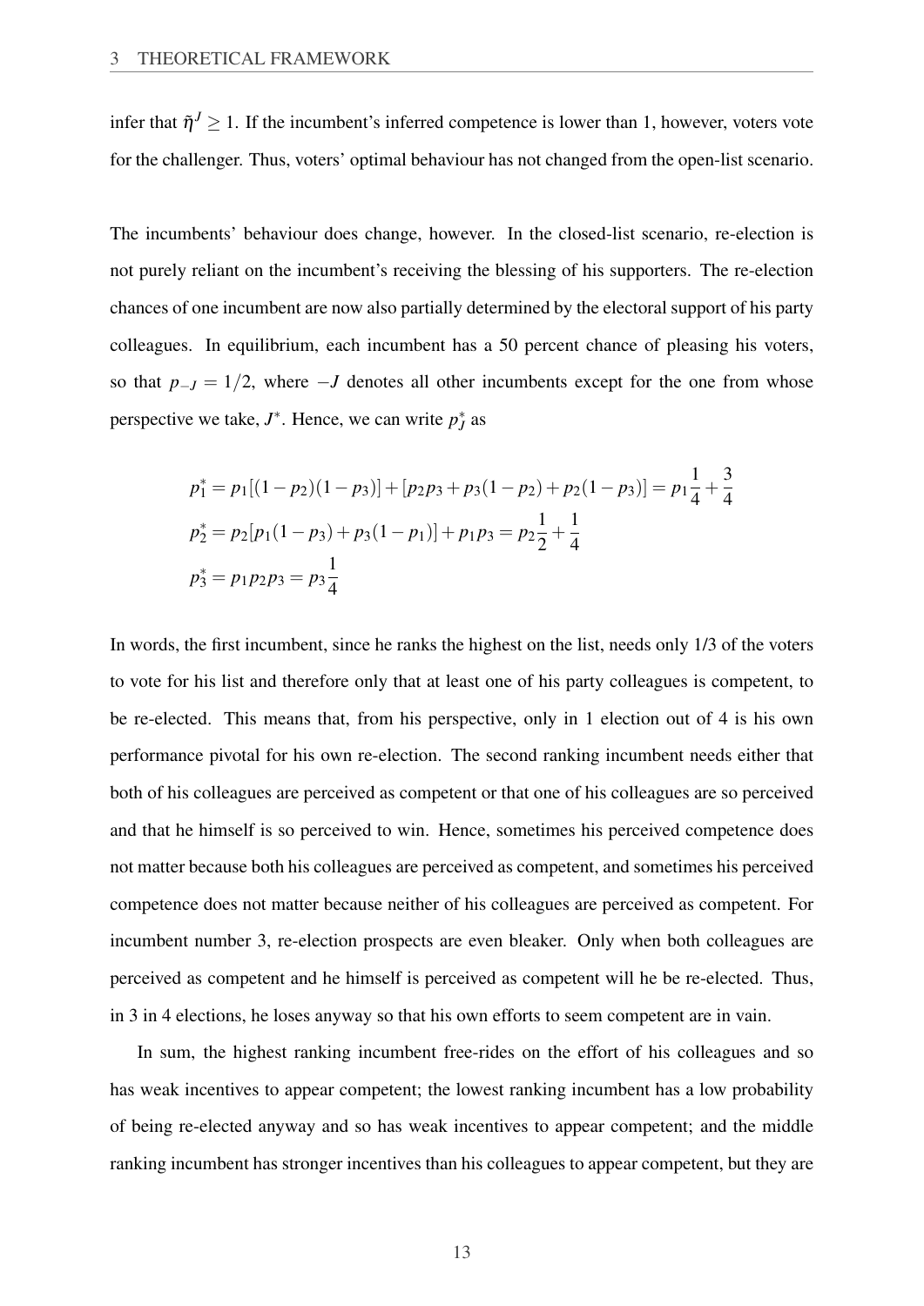infer that $\tilde{\eta}^J \geq 1$. If the incumbent's inferred competence is lower than 1, however, voters vote for the challenger. Thus, voters' optimal behaviour has not changed from the open-list scenario.

The incumbents' behaviour does change, however. In the closed-list scenario, re-election is not purely reliant on the incumbent's receiving the blessing of his supporters. The re-election chances of one incumbent are now also partially determined by the electoral support of his party colleagues. In equilibrium, each incumbent has a 50 percent chance of pleasing his voters, so that $p_{-J} = 1/2$, where $-J$ denotes all other incumbents except for the one from whose perspective we take, $J^*$. Hence, we can write $p_J^*$ as

$$
\begin{aligned}
p_1^* &= p_1[(1-p_2)(1-p_3)] + [p_2 p_3 + p_3(1-p_2) + p_2(1-p_3)] = p_1 \frac{1}{4} + \frac{3}{4} \\
p_2^* &= p_2[p_1(1-p_3) + p_3(1-p_1)] + p_1 p_3 = p_2 \frac{1}{2} + \frac{1}{4} \\
p_3^* &= p_1 p_2 p_3 = p_3 \frac{1}{4}
\end{aligned}
$$

In words, the first incumbent, since he ranks the highest on the list, needs only 1/3 of the voters to vote for his list and therefore only that at least one of his party colleagues is competent, to be re-elected. This means that, from his perspective, only in 1 election out of 4 is his own performance pivotal for his own re-election. The second ranking incumbent needs either that both of his colleagues are perceived as competent or that one of his colleagues are so perceived and that he himself is so perceived to win. Hence, sometimes his perceived competence does not matter because both his colleagues are perceived as competent, and sometimes his perceived competence does not matter because neither of his colleagues are perceived as competent. For incumbent number 3, re-election prospects are even bleaker. Only when both colleagues are perceived as competent and he himself is perceived as competent will he be re-elected. Thus, in 3 in 4 elections, he loses anyway so that his own efforts to seem competent are in vain.

In sum, the highest ranking incumbent free-rides on the effort of his colleagues and so has weak incentives to appear competent; the lowest ranking incumbent has a low probability of being re-elected anyway and so has weak incentives to appear competent; and the middle ranking incumbent has stronger incentives than his colleagues to appear competent, but they are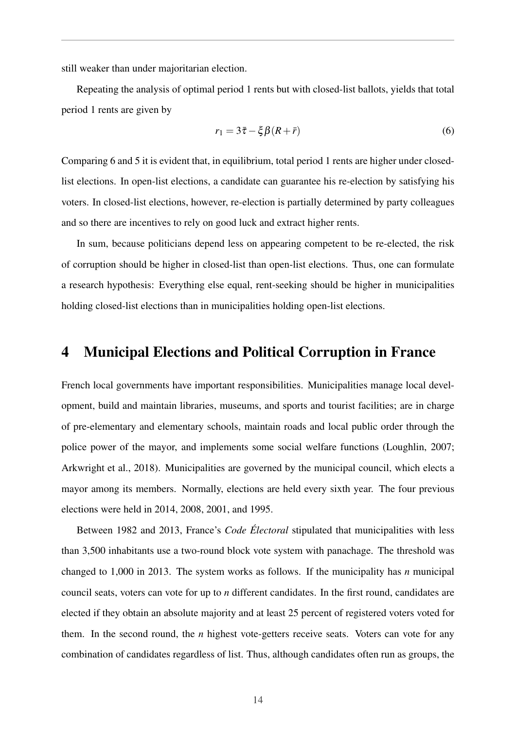still weaker than under majoritarian election.

Repeating the analysis of optimal period 1 rents but with closed-list ballots, yields that total period 1 rents are given by

$$r_1 = 3\bar{\tau} - \xi\beta(R + \bar{r}) \tag{6}$$

Comparing 6 and 5 it is evident that, in equilibrium, total period 1 rents are higher under closed-list elections. In open-list elections, a candidate can guarantee his re-election by satisfying his voters. In closed-list elections, however, re-election is partially determined by party colleagues and so there are incentives to rely on good luck and extract higher rents.

In sum, because politicians depend less on appearing competent to be re-elected, the risk of corruption should be higher in closed-list than open-list elections. Thus, one can formulate a research hypothesis: Everything else equal, rent-seeking should be higher in municipalities holding closed-list elections than in municipalities holding open-list elections.

# 4 Municipal Elections and Political Corruption in France

French local governments have important responsibilities. Municipalities manage local development, build and maintain libraries, museums, and sports and tourist facilities; are in charge of pre-elementary and elementary schools, maintain roads and local public order through the police power of the mayor, and implements some social welfare functions (Loughlin, 2007; Arkwright et al., 2018). Municipalities are governed by the municipal council, which elects a mayor among its members. Normally, elections are held every sixth year. The four previous elections were held in 2014, 2008, 2001, and 1995.

Between 1982 and 2013, France's *Code Électoral* stipulated that municipalities with less than 3,500 inhabitants use a two-round block vote system with panachage. The threshold was changed to 1,000 in 2013. The system works as follows. If the municipality has *n* municipal council seats, voters can vote for up to *n* different candidates. In the first round, candidates are elected if they obtain an absolute majority and at least 25 percent of registered voters voted for them. In the second round, the *n* highest vote-getters receive seats. Voters can vote for any combination of candidates regardless of list. Thus, although candidates often run as groups, the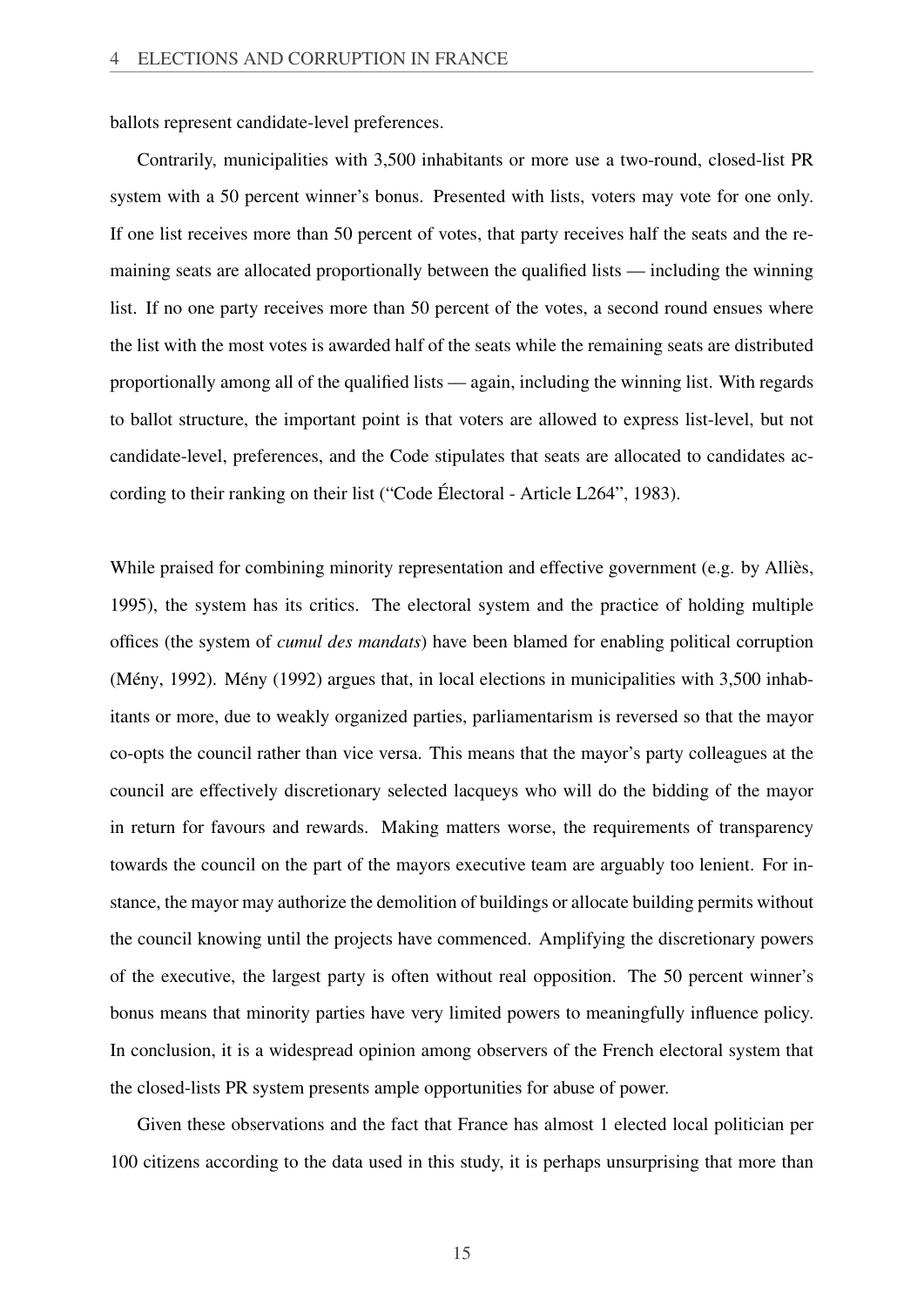ballots represent candidate-level preferences.

Contrarily, municipalities with 3,500 inhabitants or more use a two-round, closed-list PR system with a 50 percent winner's bonus. Presented with lists, voters may vote for one only. If one list receives more than 50 percent of votes, that party receives half the seats and the remaining seats are allocated proportionally between the qualified lists — including the winning list. If no one party receives more than 50 percent of the votes, a second round ensues where the list with the most votes is awarded half of the seats while the remaining seats are distributed proportionally among all of the qualified lists — again, including the winning list. With regards to ballot structure, the important point is that voters are allowed to express list-level, but not candidate-level, preferences, and the Code stipulates that seats are allocated to candidates according to their ranking on their list ("Code Électoral - Article L264", 1983).

While praised for combining minority representation and effective government (e.g. by Alliès, 1995), the system has its critics. The electoral system and the practice of holding multiple offices (the system of *cumul des mandats*) have been blamed for enabling political corruption (Mény, 1992). Mény (1992) argues that, in local elections in municipalities with 3,500 inhabitants or more, due to weakly organized parties, parliamentarism is reversed so that the mayor co-opts the council rather than vice versa. This means that the mayor's party colleagues at the council are effectively discretionary selected lacqueys who will do the bidding of the mayor in return for favours and rewards. Making matters worse, the requirements of transparency towards the council on the part of the mayors executive team are arguably too lenient. For instance, the mayor may authorize the demolition of buildings or allocate building permits without the council knowing until the projects have commenced. Amplifying the discretionary powers of the executive, the largest party is often without real opposition. The 50 percent winner's bonus means that minority parties have very limited powers to meaningfully influence policy. In conclusion, it is a widespread opinion among observers of the French electoral system that the closed-lists PR system presents ample opportunities for abuse of power.

Given these observations and the fact that France has almost 1 elected local politician per 100 citizens according to the data used in this study, it is perhaps unsurprising that more than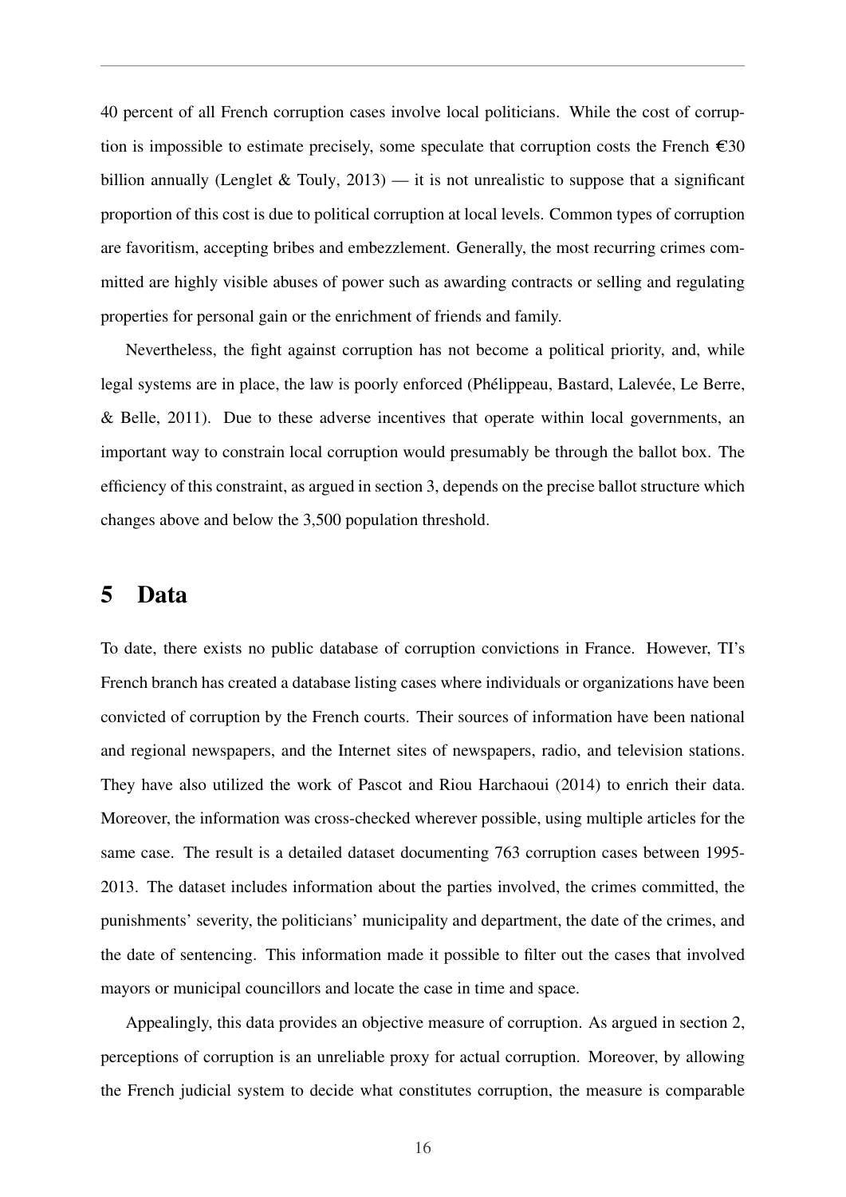40 percent of all French corruption cases involve local politicians. While the cost of corruption is impossible to estimate precisely, some speculate that corruption costs the French €30 billion annually (Lenglet & Touly, 2013) — it is not unrealistic to suppose that a significant proportion of this cost is due to political corruption at local levels. Common types of corruption are favoritism, accepting bribes and embezzlement. Generally, the most recurring crimes committed are highly visible abuses of power such as awarding contracts or selling and regulating properties for personal gain or the enrichment of friends and family.

Nevertheless, the fight against corruption has not become a political priority, and, while legal systems are in place, the law is poorly enforced (Phélippeau, Bastard, Lalevée, Le Berre, & Belle, 2011). Due to these adverse incentives that operate within local governments, an important way to constrain local corruption would presumably be through the ballot box. The efficiency of this constraint, as argued in section 3, depends on the precise ballot structure which changes above and below the 3,500 population threshold.

# 5 Data

To date, there exists no public database of corruption convictions in France. However, TI's French branch has created a database listing cases where individuals or organizations have been convicted of corruption by the French courts. Their sources of information have been national and regional newspapers, and the Internet sites of newspapers, radio, and television stations. They have also utilized the work of Pascot and Riou Harchaoui (2014) to enrich their data. Moreover, the information was cross-checked wherever possible, using multiple articles for the same case. The result is a detailed dataset documenting 763 corruption cases between 1995-2013. The dataset includes information about the parties involved, the crimes committed, the punishments' severity, the politicians' municipality and department, the date of the crimes, and the date of sentencing. This information made it possible to filter out the cases that involved mayors or municipal councillors and locate the case in time and space.

Appealingly, this data provides an objective measure of corruption. As argued in section 2, perceptions of corruption is an unreliable proxy for actual corruption. Moreover, by allowing the French judicial system to decide what constitutes corruption, the measure is comparable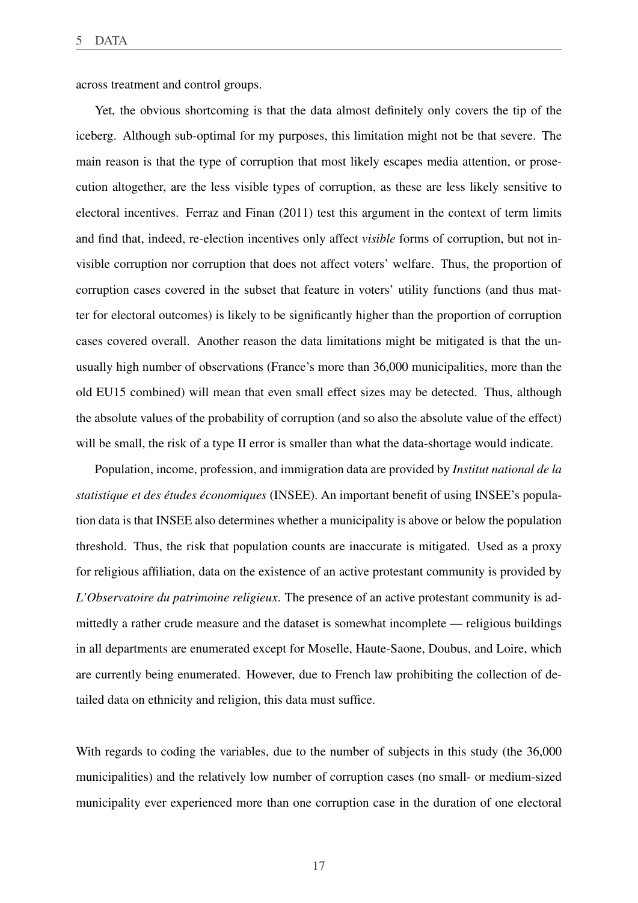across treatment and control groups.

Yet, the obvious shortcoming is that the data almost definitely only covers the tip of the iceberg. Although sub-optimal for my purposes, this limitation might not be that severe. The main reason is that the type of corruption that most likely escapes media attention, or prosecution altogether, are the less visible types of corruption, as these are less likely sensitive to electoral incentives. Ferraz and Finan (2011) test this argument in the context of term limits and find that, indeed, re-election incentives only affect *visible* forms of corruption, but not invisible corruption nor corruption that does not affect voters' welfare. Thus, the proportion of corruption cases covered in the subset that feature in voters' utility functions (and thus matter for electoral outcomes) is likely to be significantly higher than the proportion of corruption cases covered overall. Another reason the data limitations might be mitigated is that the unusually high number of observations (France's more than 36,000 municipalities, more than the old EU15 combined) will mean that even small effect sizes may be detected. Thus, although the absolute values of the probability of corruption (and so also the absolute value of the effect) will be small, the risk of a type II error is smaller than what the data-shortage would indicate.

Population, income, profession, and immigration data are provided by *Institut national de la statistique et des études économiques* (INSEE). An important benefit of using INSEE's population data is that INSEE also determines whether a municipality is above or below the population threshold. Thus, the risk that population counts are inaccurate is mitigated. Used as a proxy for religious affiliation, data on the existence of an active protestant community is provided by *L'Observatoire du patrimoine religieux*. The presence of an active protestant community is admittedly a rather crude measure and the dataset is somewhat incomplete — religious buildings in all departments are enumerated except for Moselle, Haute-Saone, Doubus, and Loire, which are currently being enumerated. However, due to French law prohibiting the collection of detailed data on ethnicity and religion, this data must suffice.

With regards to coding the variables, due to the number of subjects in this study (the 36,000 municipalities) and the relatively low number of corruption cases (no small- or medium-sized municipality ever experienced more than one corruption case in the duration of one electoral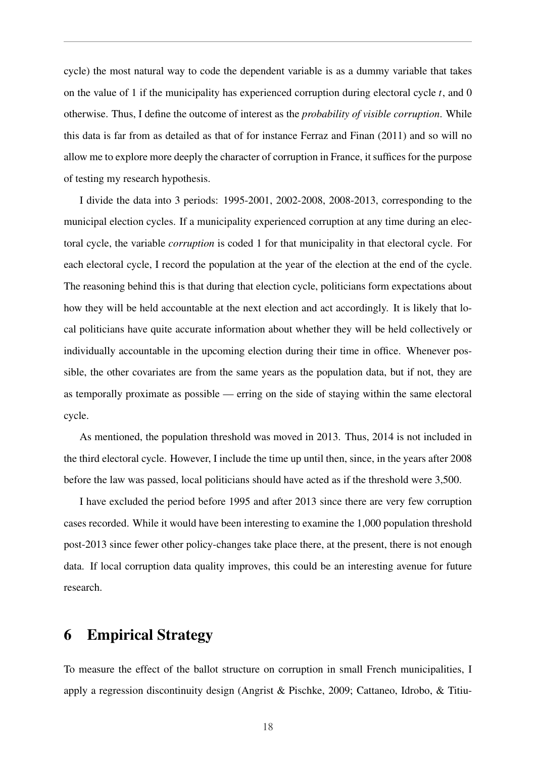cycle) the most natural way to code the dependent variable is as a dummy variable that takes on the value of 1 if the municipality has experienced corruption during electoral cycle $t$, and 0 otherwise. Thus, I define the outcome of interest as the *probability of visible corruption*. While this data is far from as detailed as that of for instance Ferraz and Finan (2011) and so will no allow me to explore more deeply the character of corruption in France, it suffices for the purpose of testing my research hypothesis.

I divide the data into 3 periods: 1995-2001, 2002-2008, 2008-2013, corresponding to the municipal election cycles. If a municipality experienced corruption at any time during an electoral cycle, the variable *corruption* is coded 1 for that municipality in that electoral cycle. For each electoral cycle, I record the population at the year of the election at the end of the cycle. The reasoning behind this is that during that election cycle, politicians form expectations about how they will be held accountable at the next election and act accordingly. It is likely that local politicians have quite accurate information about whether they will be held collectively or individually accountable in the upcoming election during their time in office. Whenever possible, the other covariates are from the same years as the population data, but if not, they are as temporally proximate as possible — erring on the side of staying within the same electoral cycle.

As mentioned, the population threshold was moved in 2013. Thus, 2014 is not included in the third electoral cycle. However, I include the time up until then, since, in the years after 2008 before the law was passed, local politicians should have acted as if the threshold were 3,500.

I have excluded the period before 1995 and after 2013 since there are very few corruption cases recorded. While it would have been interesting to examine the 1,000 population threshold post-2013 since fewer other policy-changes take place there, at the present, there is not enough data. If local corruption data quality improves, this could be an interesting avenue for future research.

# 6 Empirical Strategy

To measure the effect of the ballot structure on corruption in small French municipalities, I apply a regression discontinuity design (Angrist & Pischke, 2009; Cattaneo, Idrobo, & Titiu-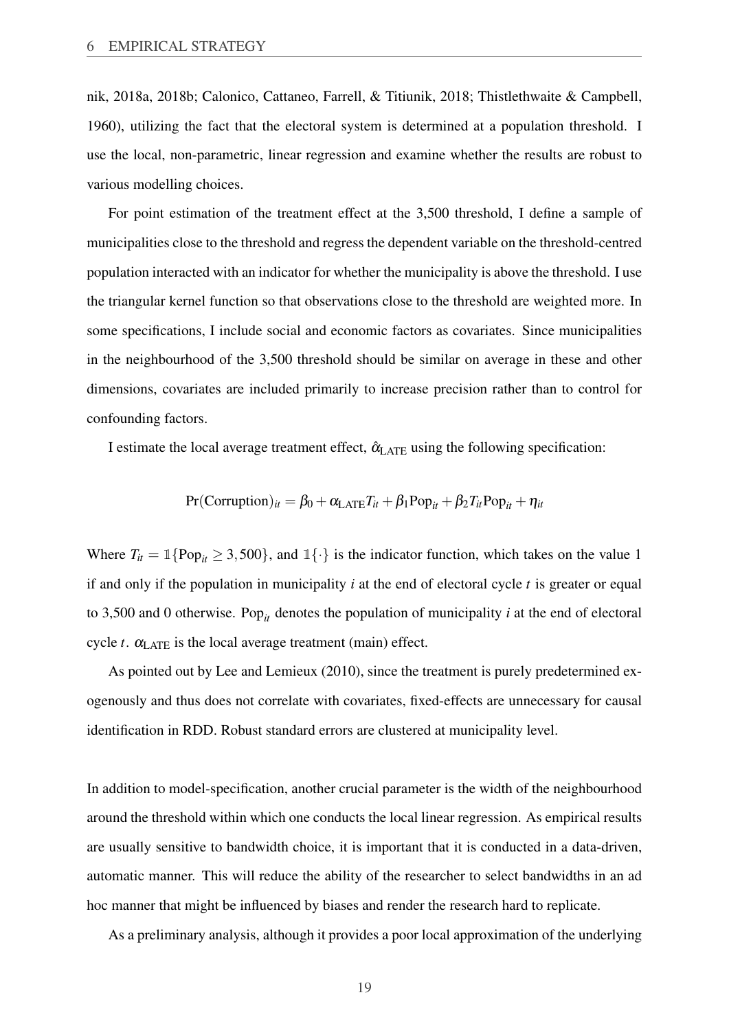nik, 2018a, 2018b; Calonico, Cattaneo, Farrell, & Titiunik, 2018; Thistlethwaite & Campbell, 1960), utilizing the fact that the electoral system is determined at a population threshold. I use the local, non-parametric, linear regression and examine whether the results are robust to various modelling choices.

For point estimation of the treatment effect at the 3,500 threshold, I define a sample of municipalities close to the threshold and regress the dependent variable on the threshold-centred population interacted with an indicator for whether the municipality is above the threshold. I use the triangular kernel function so that observations close to the threshold are weighted more. In some specifications, I include social and economic factors as covariates. Since municipalities in the neighbourhood of the 3,500 threshold should be similar on average in these and other dimensions, covariates are included primarily to increase precision rather than to control for confounding factors.

I estimate the local average treatment effect, $\hat{\alpha}_{\text{LATE}}$ using the following specification:

$$\Pr(\text{Corruption})_{it} = \beta_0 + \alpha_{\text{LATE}} T_{it} + \beta_1 \text{Pop}_{it} + \beta_2 T_{it} \text{Pop}_{it} + \eta_{it}$$

Where $T_{it} = \mathbb{1}\{\text{Pop}_{it} \geq 3,500\}$, and $\mathbb{1}\{\cdot\}$ is the indicator function, which takes on the value 1 if and only if the population in municipality $i$ at the end of electoral cycle $t$ is greater or equal to 3,500 and 0 otherwise. $\text{Pop}_{it}$ denotes the population of municipality $i$ at the end of electoral cycle $t$. $\alpha_{\text{LATE}}$ is the local average treatment (main) effect.

As pointed out by Lee and Lemieux (2010), since the treatment is purely predetermined exogenously and thus does not correlate with covariates, fixed-effects are unnecessary for causal identification in RDD. Robust standard errors are clustered at municipality level.

In addition to model-specification, another crucial parameter is the width of the neighbourhood around the threshold within which one conducts the local linear regression. As empirical results are usually sensitive to bandwidth choice, it is important that it is conducted in a data-driven, automatic manner. This will reduce the ability of the researcher to select bandwidths in an ad hoc manner that might be influenced by biases and render the research hard to replicate.

As a preliminary analysis, although it provides a poor local approximation of the underlying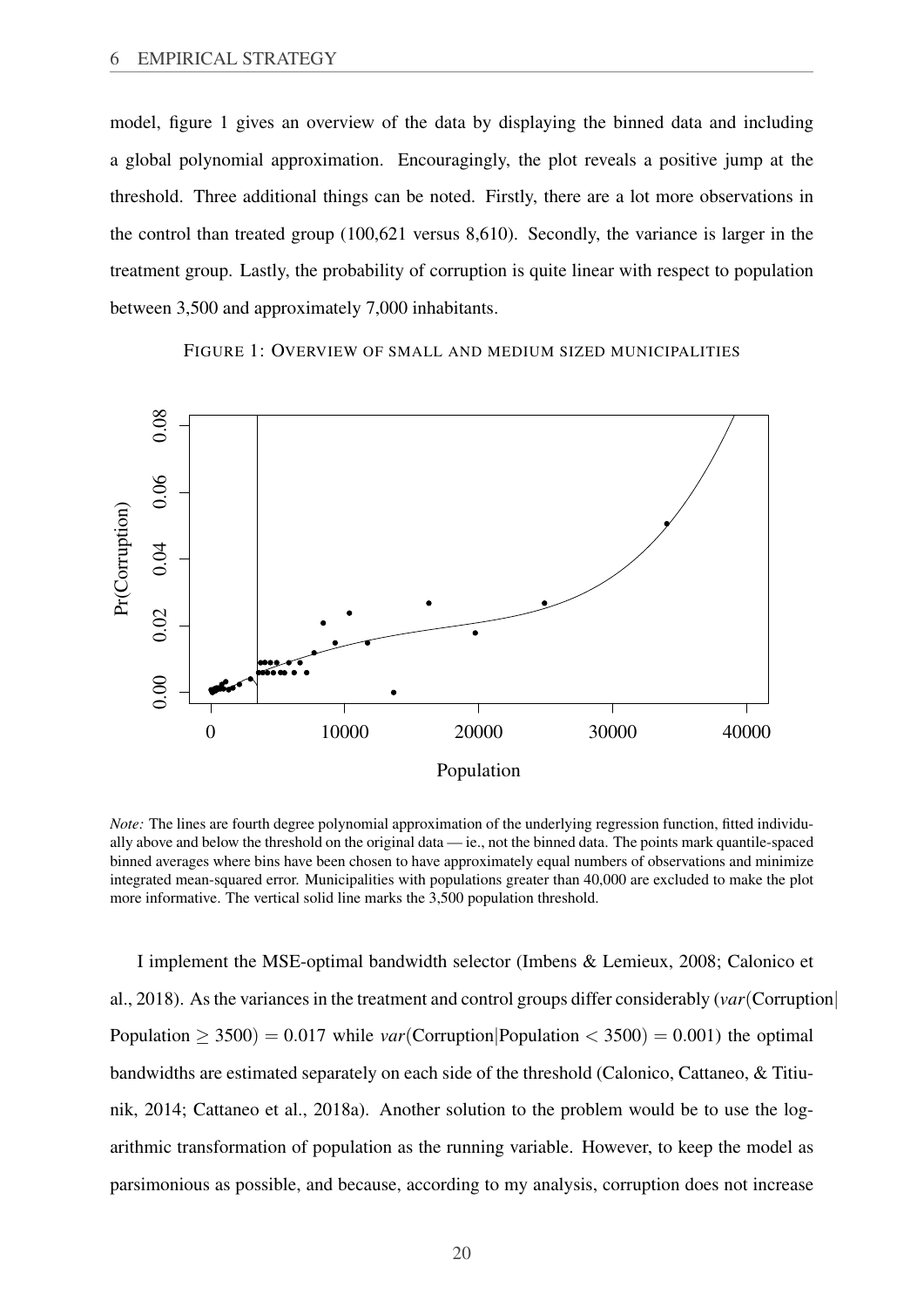model, figure 1 gives an overview of the data by displaying the binned data and including a global polynomial approximation. Encouragingly, the plot reveals a positive jump at the threshold. Three additional things can be noted. Firstly, there are a lot more observations in the control than treated group (100,621 versus 8,610). Secondly, the variance is larger in the treatment group. Lastly, the probability of corruption is quite linear with respect to population between 3,500 and approximately 7,000 inhabitants.

FIGURE 1: OVERVIEW OF SMALL AND MEDIUM SIZED MUNICIPALITIES

*Note:* The lines are fourth degree polynomial approximation of the underlying regression function, fitted individually above and below the threshold on the original data — ie., not the binned data. The points mark quantile-spaced binned averages where bins have been chosen to have approximately equal numbers of observations and minimize integrated mean-squared error. Municipalities with populations greater than 40,000 are excluded to make the plot more informative. The vertical solid line marks the 3,500 population threshold.

I implement the MSE-optimal bandwidth selector (Imbens & Lemieux, 2008; Calonico et al., 2018). As the variances in the treatment and control groups differ considerably ($var(\text{Corruption}|\text{Population} \geq 3500) = 0.017$ while $var(\text{Corruption}|\text{Population} < 3500) = 0.001$) the optimal bandwidths are estimated separately on each side of the threshold (Calonico, Cattaneo, & Titiunik, 2014; Cattaneo et al., 2018a). Another solution to the problem would be to use the logarithmic transformation of population as the running variable. However, to keep the model as parsimonious as possible, and because, according to my analysis, corruption does not increase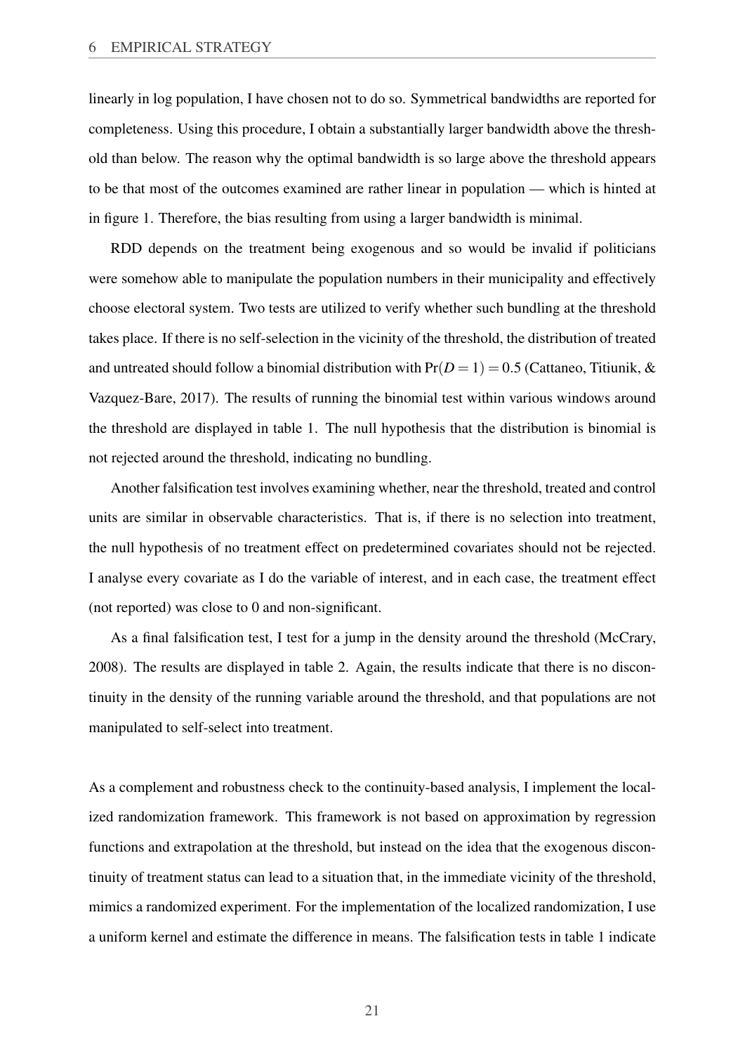linearly in log population, I have chosen not to do so. Symmetrical bandwidths are reported for completeness. Using this procedure, I obtain a substantially larger bandwidth above the threshold than below. The reason why the optimal bandwidth is so large above the threshold appears to be that most of the outcomes examined are rather linear in population — which is hinted at in figure 1. Therefore, the bias resulting from using a larger bandwidth is minimal.

RDD depends on the treatment being exogenous and so would be invalid if politicians were somehow able to manipulate the population numbers in their municipality and effectively choose electoral system. Two tests are utilized to verify whether such bundling at the threshold takes place. If there is no self-selection in the vicinity of the threshold, the distribution of treated and untreated should follow a binomial distribution with $\Pr(D = 1) = 0.5$ (Cattaneo, Titiunik, & Vazquez-Bare, 2017). The results of running the binomial test within various windows around the threshold are displayed in table 1. The null hypothesis that the distribution is binomial is not rejected around the threshold, indicating no bundling.

Another falsification test involves examining whether, near the threshold, treated and control units are similar in observable characteristics. That is, if there is no selection into treatment, the null hypothesis of no treatment effect on predetermined covariates should not be rejected. I analyse every covariate as I do the variable of interest, and in each case, the treatment effect (not reported) was close to 0 and non-significant.

As a final falsification test, I test for a jump in the density around the threshold (McCrary, 2008). The results are displayed in table 2. Again, the results indicate that there is no discontinuity in the density of the running variable around the threshold, and that populations are not manipulated to self-select into treatment.

As a complement and robustness check to the continuity-based analysis, I implement the localized randomization framework. This framework is not based on approximation by regression functions and extrapolation at the threshold, but instead on the idea that the exogenous discontinuity of treatment status can lead to a situation that, in the immediate vicinity of the threshold, mimics a randomized experiment. For the implementation of the localized randomization, I use a uniform kernel and estimate the difference in means. The falsification tests in table 1 indicate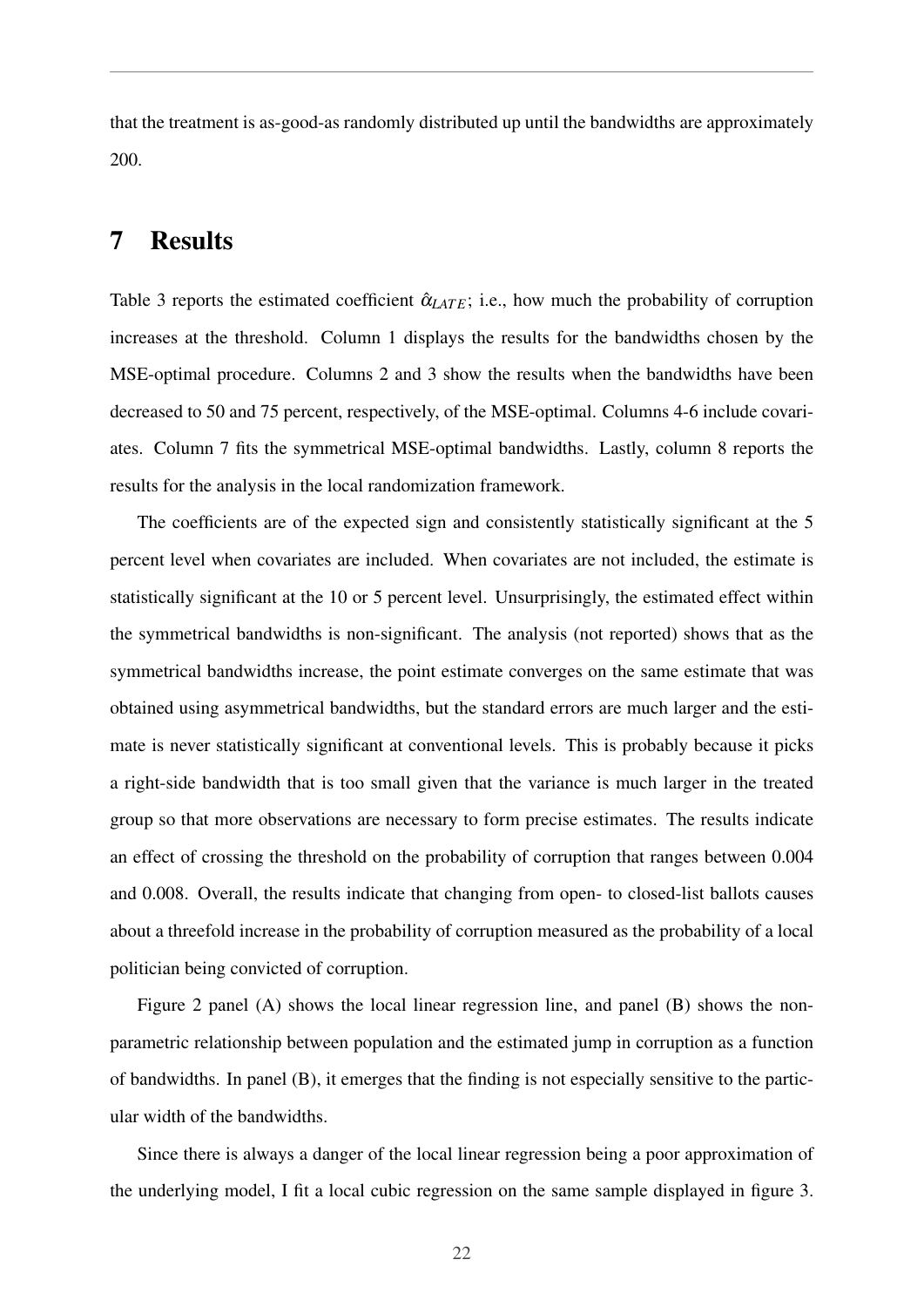that the treatment is as-good-as randomly distributed up until the bandwidths are approximately 200.

# 7 Results

Table 3 reports the estimated coefficient $\hat{\alpha}_{LATE}$; i.e., how much the probability of corruption increases at the threshold. Column 1 displays the results for the bandwidths chosen by the MSE-optimal procedure. Columns 2 and 3 show the results when the bandwidths have been decreased to 50 and 75 percent, respectively, of the MSE-optimal. Columns 4-6 include covariates. Column 7 fits the symmetrical MSE-optimal bandwidths. Lastly, column 8 reports the results for the analysis in the local randomization framework.

The coefficients are of the expected sign and consistently statistically significant at the 5 percent level when covariates are included. When covariates are not included, the estimate is statistically significant at the 10 or 5 percent level. Unsurprisingly, the estimated effect within the symmetrical bandwidths is non-significant. The analysis (not reported) shows that as the symmetrical bandwidths increase, the point estimate converges on the same estimate that was obtained using asymmetrical bandwidths, but the standard errors are much larger and the estimate is never statistically significant at conventional levels. This is probably because it picks a right-side bandwidth that is too small given that the variance is much larger in the treated group so that more observations are necessary to form precise estimates. The results indicate an effect of crossing the threshold on the probability of corruption that ranges between 0.004 and 0.008. Overall, the results indicate that changing from open- to closed-list ballots causes about a threefold increase in the probability of corruption measured as the probability of a local politician being convicted of corruption.

Figure 2 panel (A) shows the local linear regression line, and panel (B) shows the non-parametric relationship between population and the estimated jump in corruption as a function of bandwidths. In panel (B), it emerges that the finding is not especially sensitive to the particular width of the bandwidths.

Since there is always a danger of the local linear regression being a poor approximation of the underlying model, I fit a local cubic regression on the same sample displayed in figure 3.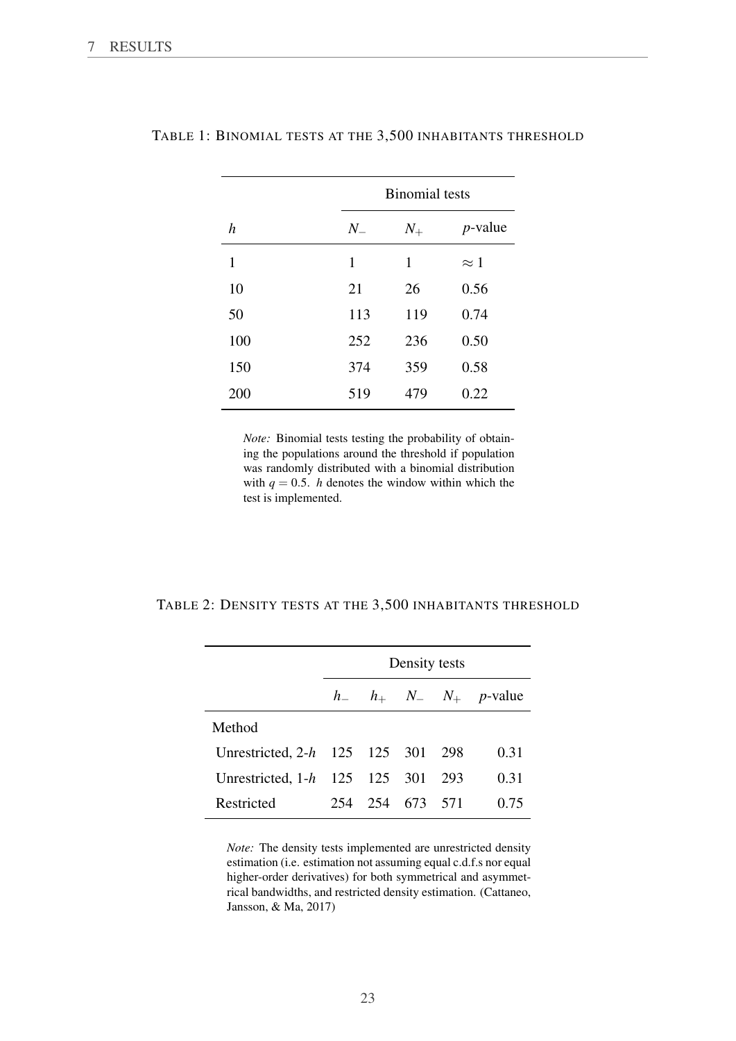TABLE 1: BINOMIAL TESTS AT THE 3,500 INHABITANTS THRESHOLD

| | Binomial tests | | |
|---|---|---|---|
| $h$ | $N_-$ | $N_+$ | $p$-value |
| 1 | 1 | 1 | $\approx 1$ |
| 10 | 21 | 26 | 0.56 |
| 50 | 113 | 119 | 0.74 |
| 100 | 252 | 236 | 0.50 |
| 150 | 374 | 359 | 0.58 |
| 200 | 519 | 479 | 0.22 |

*Note:* Binomial tests testing the probability of obtaining the populations around the threshold if population was randomly distributed with a binomial distribution with $q = 0.5$. $h$ denotes the window within which the test is implemented.

TABLE 2: DENSITY TESTS AT THE 3,500 INHABITANTS THRESHOLD

| | Density tests | | | | |
|---|---|---|---|---|---|
| | $h_-$ | $h_+$ | $N_-$ | $N_+$ | $p$-value |
| Method | | | | | |
| Unrestricted, 2-$h$ | 125 | 125 | 301 | 298 | 0.31 |
| Unrestricted, 1-$h$ | 125 | 125 | 301 | 293 | 0.31 |
| Restricted | 254 | 254 | 673 | 571 | 0.75 |

*Note:* The density tests implemented are unrestricted density estimation (i.e. estimation not assuming equal c.d.f.s nor equal higher-order derivatives) for both symmetrical and asymmetrical bandwidths, and restricted density estimation. (Cattaneo, Jansson, & Ma, 2017)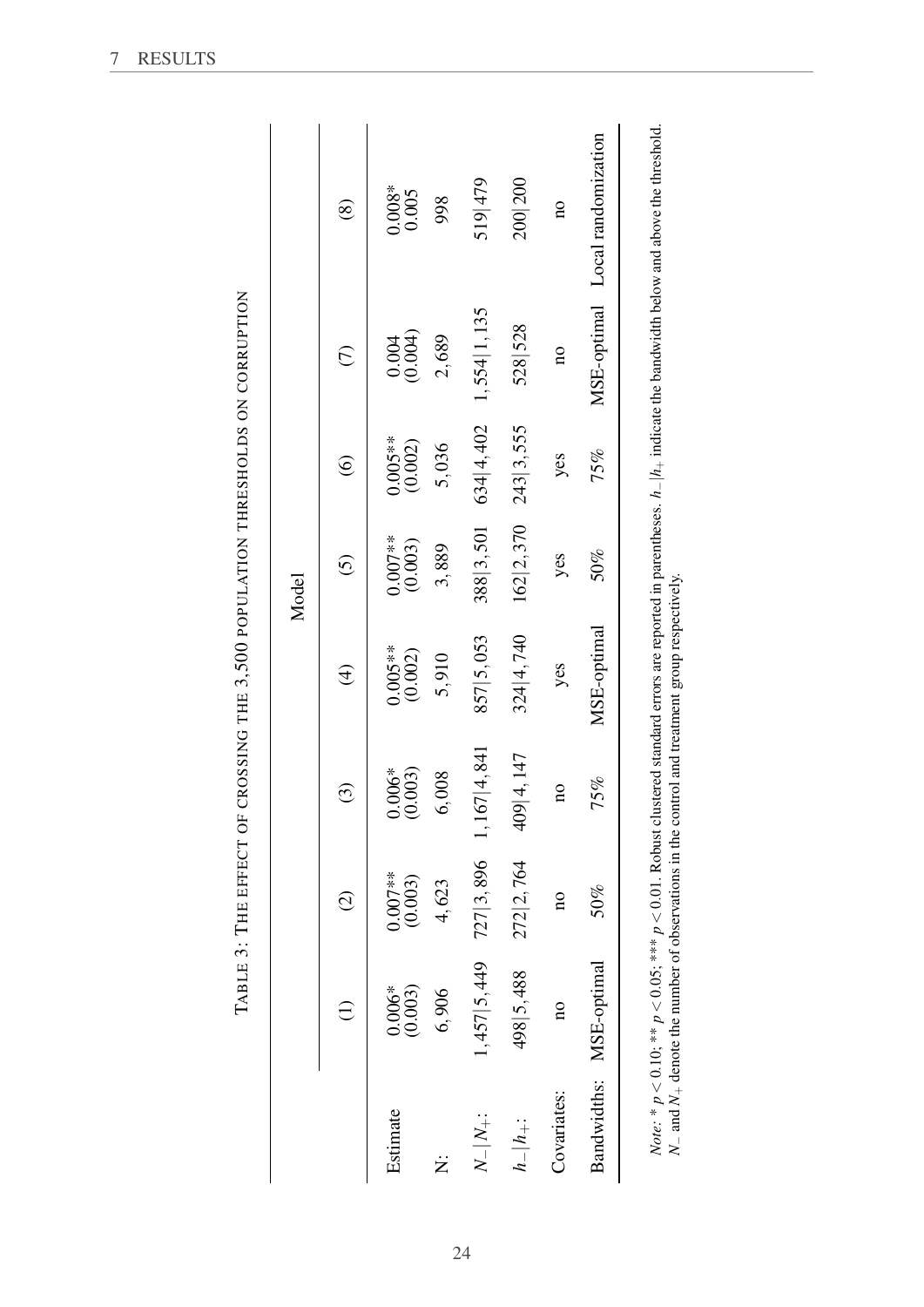Table 3: The effect of crossing the 3,500 population thresholds on corruption

| | Model | | | | | | | |
|---|---|---|---|---|---|---|---|---|
| | (1) | (2) | (3) | (4) | (5) | (6) | (7) | (8) |
| Estimate | 0.006* (0.003) | 0.007** (0.003) | 0.006* (0.003) | 0.005** (0.002) | 0.007** (0.003) | 0.005** (0.002) | 0.004 (0.004) | 0.008* 0.005 |
| N: | 6,906 | 4,623 | 6,008 | 5,910 | 3,889 | 5,036 | 2,689 | 998 |
| $N_-\|N_+$: | $1,457\|5,449$ | $727\|3,896$ | $1,167\|4,841$ | $857\|5,053$ | $388\|3,501$ | $634\|4,402$ | $1,554\|1,135$ | $519\|479$ |
| $h_-\|h_+$: | $498\|5,488$ | $272\|2,764$ | $409\|4,147$ | $324\|4,740$ | $162\|2,370$ | $243\|3,555$ | $528\|528$ | $200\|200$ |
| Covariates: | no | no | no | yes | yes | yes | no | no |
| Bandwidths: | MSE-optimal | 50% | 75% | MSE-optimal | 50% | 75% | MSE-optimal | Local randomization |

*Note*: * $p < 0.10$; ** $p < 0.05$; *** $p < 0.01$. Robust clustered standard errors are reported in parentheses. $h_-|h_+$ indicate the bandwidth below and above the threshold. $N_-$ and $N_+$ denote the number of observations in the control and treatment group respectively.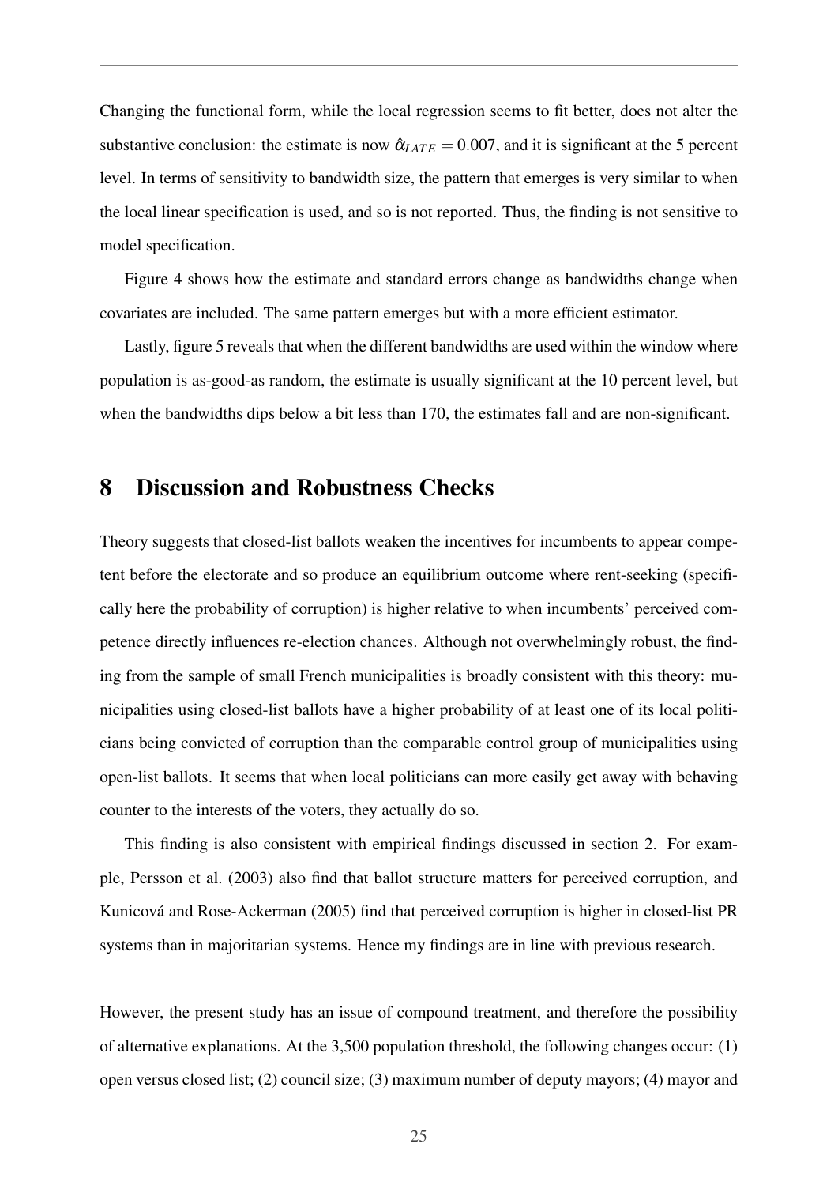Changing the functional form, while the local regression seems to fit better, does not alter the substantive conclusion: the estimate is now $\hat{\alpha}_{LATE} = 0.007$, and it is significant at the 5 percent level. In terms of sensitivity to bandwidth size, the pattern that emerges is very similar to when the local linear specification is used, and so is not reported. Thus, the finding is not sensitive to model specification.

Figure 4 shows how the estimate and standard errors change as bandwidths change when covariates are included. The same pattern emerges but with a more efficient estimator.

Lastly, figure 5 reveals that when the different bandwidths are used within the window where population is as-good-as random, the estimate is usually significant at the 10 percent level, but when the bandwidths dips below a bit less than 170, the estimates fall and are non-significant.

# 8 Discussion and Robustness Checks

Theory suggests that closed-list ballots weaken the incentives for incumbents to appear competent before the electorate and so produce an equilibrium outcome where rent-seeking (specifically here the probability of corruption) is higher relative to when incumbents' perceived competence directly influences re-election chances. Although not overwhelmingly robust, the finding from the sample of small French municipalities is broadly consistent with this theory: municipalities using closed-list ballots have a higher probability of at least one of its local politicians being convicted of corruption than the comparable control group of municipalities using open-list ballots. It seems that when local politicians can more easily get away with behaving counter to the interests of the voters, they actually do so.

This finding is also consistent with empirical findings discussed in section 2. For example, Persson et al. (2003) also find that ballot structure matters for perceived corruption, and Kunicová and Rose-Ackerman (2005) find that perceived corruption is higher in closed-list PR systems than in majoritarian systems. Hence my findings are in line with previous research.

However, the present study has an issue of compound treatment, and therefore the possibility of alternative explanations. At the 3,500 population threshold, the following changes occur: (1) open versus closed list; (2) council size; (3) maximum number of deputy mayors; (4) mayor and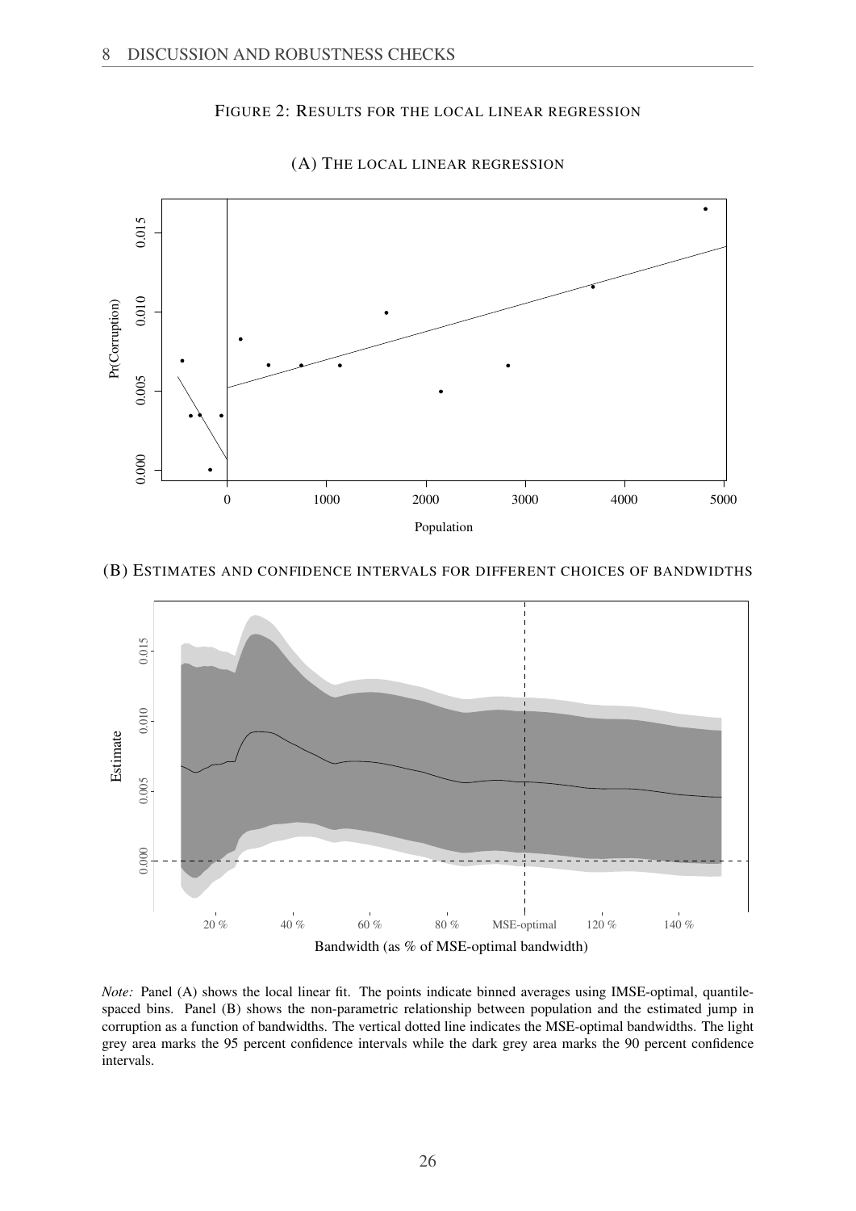FIGURE 2: RESULTS FOR THE LOCAL LINEAR REGRESSION

(A) THE LOCAL LINEAR REGRESSION

(B) ESTIMATES AND CONFIDENCE INTERVALS FOR DIFFERENT CHOICES OF BANDWIDTHS

*Note:* Panel (A) shows the local linear fit. The points indicate binned averages using IMSE-optimal, quantile-spaced bins. Panel (B) shows the non-parametric relationship between population and the estimated jump in corruption as a function of bandwidths. The vertical dotted line indicates the MSE-optimal bandwidths. The light grey area marks the 95 percent confidence intervals while the dark grey area marks the 90 percent confidence intervals.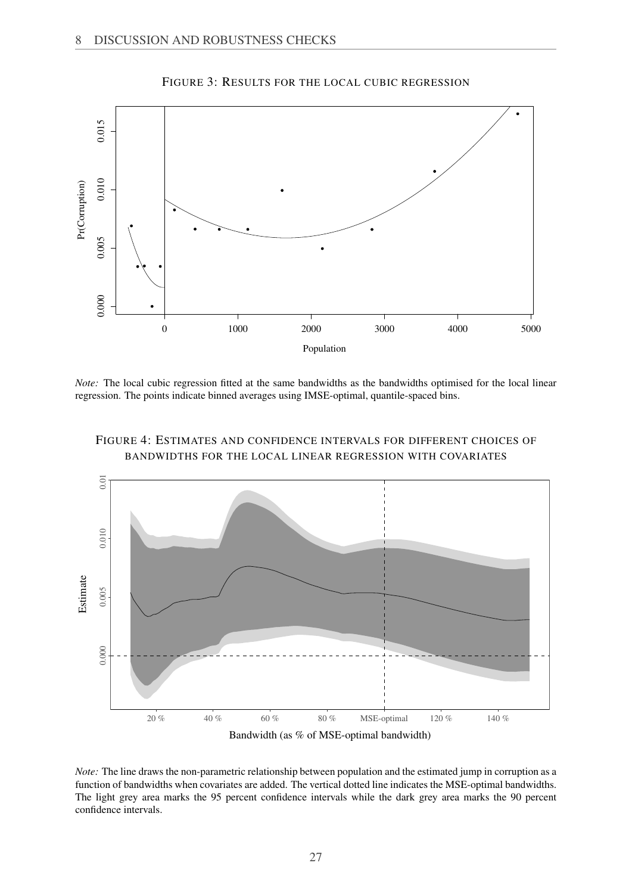FIGURE 3: RESULTS FOR THE LOCAL CUBIC REGRESSION

*Note:* The local cubic regression fitted at the same bandwidths as the bandwidths optimised for the local linear regression. The points indicate binned averages using IMSE-optimal, quantile-spaced bins.

FIGURE 4: ESTIMATES AND CONFIDENCE INTERVALS FOR DIFFERENT CHOICES OF BANDWIDTHS FOR THE LOCAL LINEAR REGRESSION WITH COVARIATES

*Note:* The line draws the non-parametric relationship between population and the estimated jump in corruption as a function of bandwidths when covariates are added. The vertical dotted line indicates the MSE-optimal bandwidths. The light grey area marks the 95 percent confidence intervals while the dark grey area marks the 90 percent confidence intervals.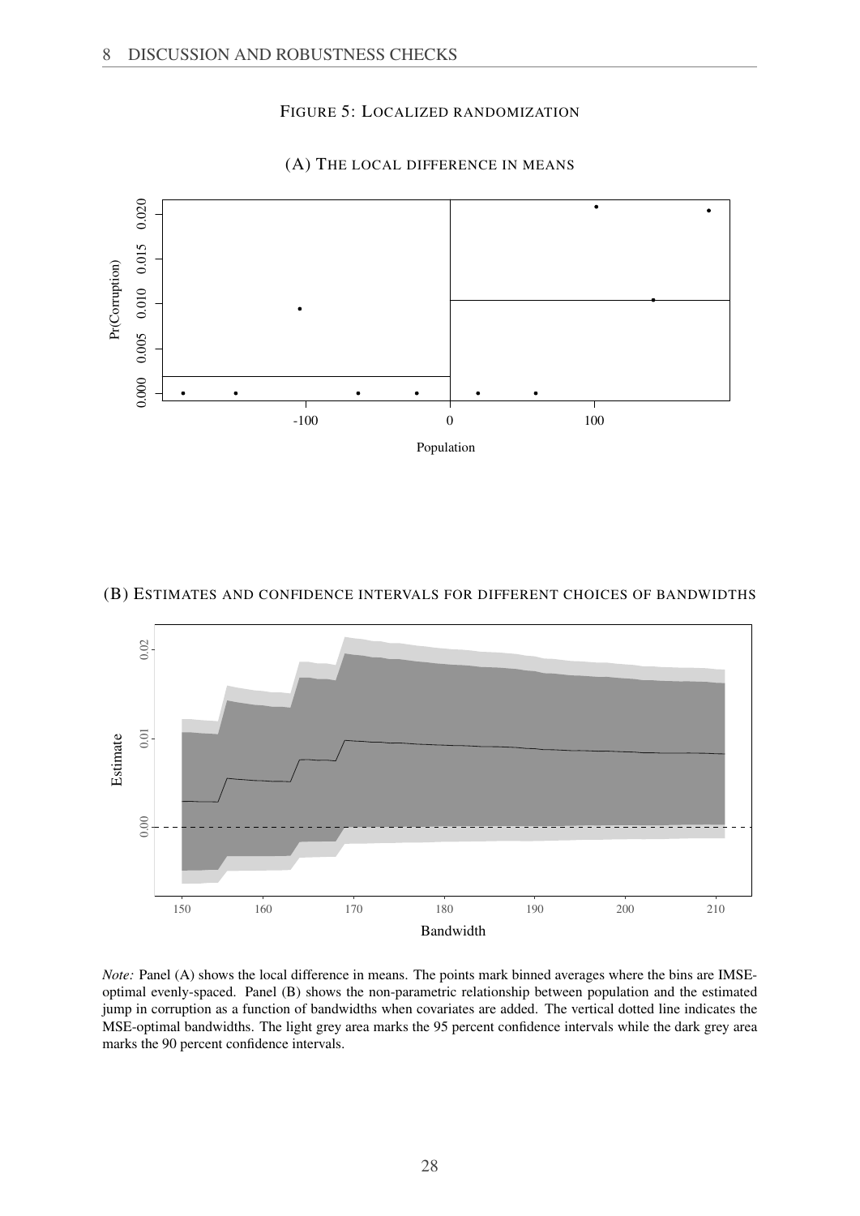FIGURE 5: LOCALIZED RANDOMIZATION

(A) THE LOCAL DIFFERENCE IN MEANS

(B) ESTIMATES AND CONFIDENCE INTERVALS FOR DIFFERENT CHOICES OF BANDWIDTHS

*Note:* Panel (A) shows the local difference in means. The points mark binned averages where the bins are IMSE-optimal evenly-spaced. Panel (B) shows the non-parametric relationship between population and the estimated jump in corruption as a function of bandwidths when covariates are added. The vertical dotted line indicates the MSE-optimal bandwidths. The light grey area marks the 95 percent confidence intervals while the dark grey area marks the 90 percent confidence intervals.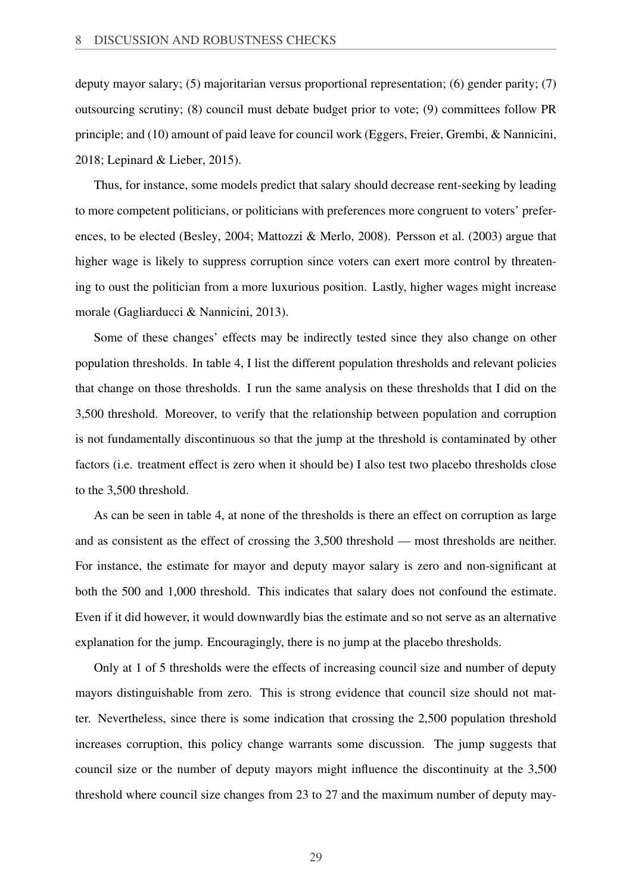deputy mayor salary; (5) majoritarian versus proportional representation; (6) gender parity; (7) outsourcing scrutiny; (8) council must debate budget prior to vote; (9) committees follow PR principle; and (10) amount of paid leave for council work (Eggers, Freier, Grembi, & Nannicini, 2018; Lepinard & Lieber, 2015).

Thus, for instance, some models predict that salary should decrease rent-seeking by leading to more competent politicians, or politicians with preferences more congruent to voters' preferences, to be elected (Besley, 2004; Mattozzi & Merlo, 2008). Persson et al. (2003) argue that higher wage is likely to suppress corruption since voters can exert more control by threatening to oust the politician from a more luxurious position. Lastly, higher wages might increase morale (Gagliarducci & Nannicini, 2013).

Some of these changes' effects may be indirectly tested since they also change on other population thresholds. In table 4, I list the different population thresholds and relevant policies that change on those thresholds. I run the same analysis on these thresholds that I did on the 3,500 threshold. Moreover, to verify that the relationship between population and corruption is not fundamentally discontinuous so that the jump at the threshold is contaminated by other factors (i.e. treatment effect is zero when it should be) I also test two placebo thresholds close to the 3,500 threshold.

As can be seen in table 4, at none of the thresholds is there an effect on corruption as large and as consistent as the effect of crossing the 3,500 threshold — most thresholds are neither. For instance, the estimate for mayor and deputy mayor salary is zero and non-significant at both the 500 and 1,000 threshold. This indicates that salary does not confound the estimate. Even if it did however, it would downwardly bias the estimate and so not serve as an alternative explanation for the jump. Encouragingly, there is no jump at the placebo thresholds.

Only at 1 of 5 thresholds were the effects of increasing council size and number of deputy mayors distinguishable from zero. This is strong evidence that council size should not matter. Nevertheless, since there is some indication that crossing the 2,500 population threshold increases corruption, this policy change warrants some discussion. The jump suggests that council size or the number of deputy mayors might influence the discontinuity at the 3,500 threshold where council size changes from 23 to 27 and the maximum number of deputy may-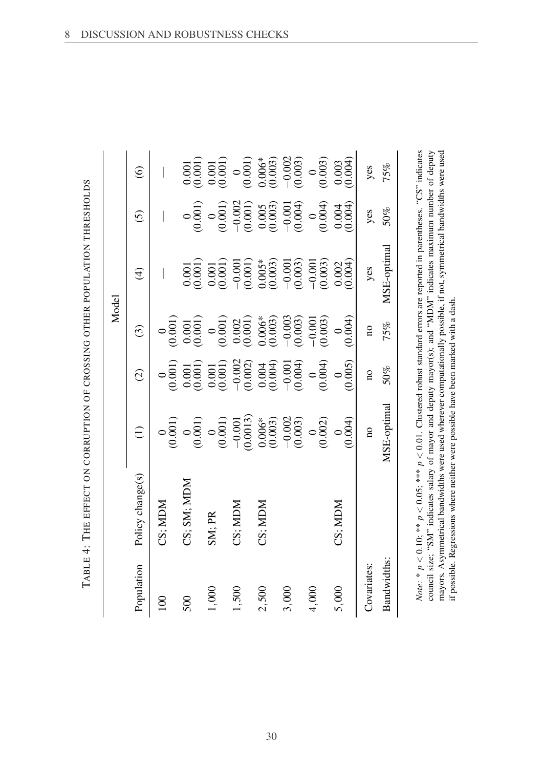Table 4: The effect on corruption of crossing other population thresholds

| | | Model | | | | | |
|---|---|---|---|---|---|---|---|
| Population | Policy change(s) | (1) | (2) | (3) | (4) | (5) | (6) |
| 100 | CS; MDM | 0 | 0 | 0 | — | — | — |
| | | (0.001) | (0.001) | (0.001) | | | |
| 500 | CS; SM; MDM | 0 | 0.001 | 0.001 | 0.001 | 0 | 0.001 |
| | | (0.001) | (0.001) | (0.001) | (0.001) | (0.001) | (0.001) |
| 1,000 | SM; PR | 0 | 0.001 | 0 | 0.001 | 0 | 0.001 |
| | | (0.001) | (0.001) | (0.001) | (0.001) | (0.001) | (0.001) |
| 1,500 | CS; MDM | −0.001 | −0.002 | 0.002 | −0.001 | −0.002 | 0 |
| | | (0.0013) | (0.002) | (0.001) | (0.001) | (0.001) | (0.001) |
| 2,500 | CS; MDM | 0.006* | 0.004 | 0.006* | 0.005* | 0.005 | 0.006* |
| | | (0.003) | (0.004) | (0.003) | (0.003) | (0.003) | (0.003) |
| 3,000 | | −0.002 | −0.001 | −0.003 | −0.001 | −0.001 | −0.002 |
| | | (0.003) | (0.004) | (0.003) | (0.003) | (0.004) | (0.003) |
| 4,000 | | 0 | 0 | −0.001 | −0.001 | 0 | 0 |
| | | (0.002) | (0.004) | (0.003) | (0.003) | (0.004) | (0.003) |
| 5,000 | CS; MDM | 0 | 0 | 0 | 0.002 | 0.004 | 0.003 |
| | | (0.004) | (0.005) | (0.004) | (0.004) | (0.004) | (0.004) |
| Covariates: | | no | no | no | yes | yes | yes |
| Bandwidths: | | MSE-optimal | 50% | 75% | MSE-optimal | 50% | 75% |

*Note:* * $p < 0.10$; ** $p < 0.05$; *** $p < 0.01$. Clustered robust standard errors are reported in parentheses. "CS" indicates council size; "SM" indicates salary of mayor and deputy mayor(s); and "MDM" indicates maximum number of deputy mayors. Asymmetrical bandwidths were used wherever computationally possible, if not, symmetrical bandwidths were used if possible. Regressions where neither were possible have been marked with a dash.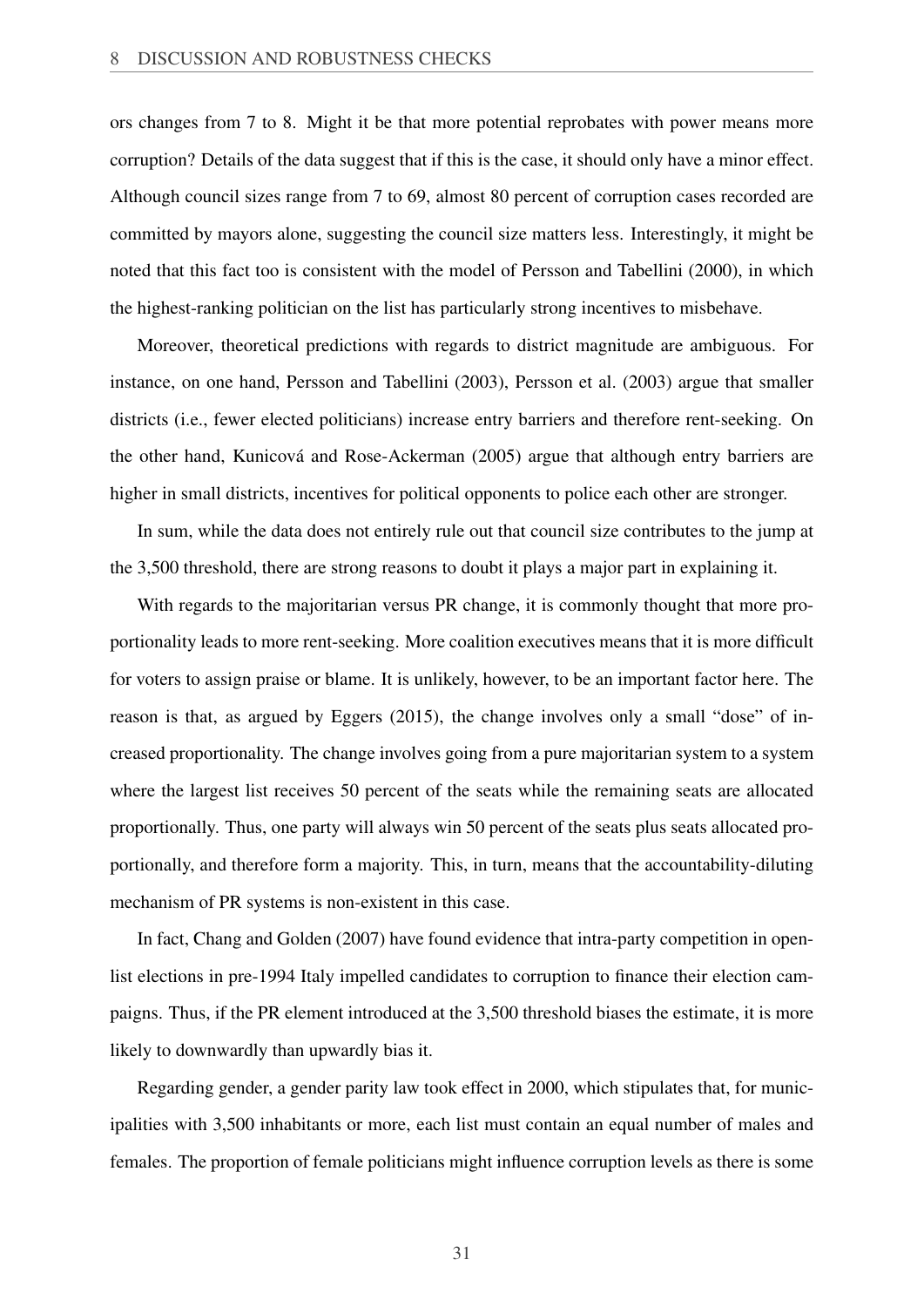ors changes from 7 to 8. Might it be that more potential reprobates with power means more corruption? Details of the data suggest that if this is the case, it should only have a minor effect. Although council sizes range from 7 to 69, almost 80 percent of corruption cases recorded are committed by mayors alone, suggesting the council size matters less. Interestingly, it might be noted that this fact too is consistent with the model of Persson and Tabellini (2000), in which the highest-ranking politician on the list has particularly strong incentives to misbehave.

Moreover, theoretical predictions with regards to district magnitude are ambiguous. For instance, on one hand, Persson and Tabellini (2003), Persson et al. (2003) argue that smaller districts (i.e., fewer elected politicians) increase entry barriers and therefore rent-seeking. On the other hand, Kunicová and Rose-Ackerman (2005) argue that although entry barriers are higher in small districts, incentives for political opponents to police each other are stronger.

In sum, while the data does not entirely rule out that council size contributes to the jump at the 3,500 threshold, there are strong reasons to doubt it plays a major part in explaining it.

With regards to the majoritarian versus PR change, it is commonly thought that more proportionality leads to more rent-seeking. More coalition executives means that it is more difficult for voters to assign praise or blame. It is unlikely, however, to be an important factor here. The reason is that, as argued by Eggers (2015), the change involves only a small "dose" of increased proportionality. The change involves going from a pure majoritarian system to a system where the largest list receives 50 percent of the seats while the remaining seats are allocated proportionally. Thus, one party will always win 50 percent of the seats plus seats allocated proportionally, and therefore form a majority. This, in turn, means that the accountability-diluting mechanism of PR systems is non-existent in this case.

In fact, Chang and Golden (2007) have found evidence that intra-party competition in open-list elections in pre-1994 Italy impelled candidates to corruption to finance their election campaigns. Thus, if the PR element introduced at the 3,500 threshold biases the estimate, it is more likely to downwardly than upwardly bias it.

Regarding gender, a gender parity law took effect in 2000, which stipulates that, for municipalities with 3,500 inhabitants or more, each list must contain an equal number of males and females. The proportion of female politicians might influence corruption levels as there is some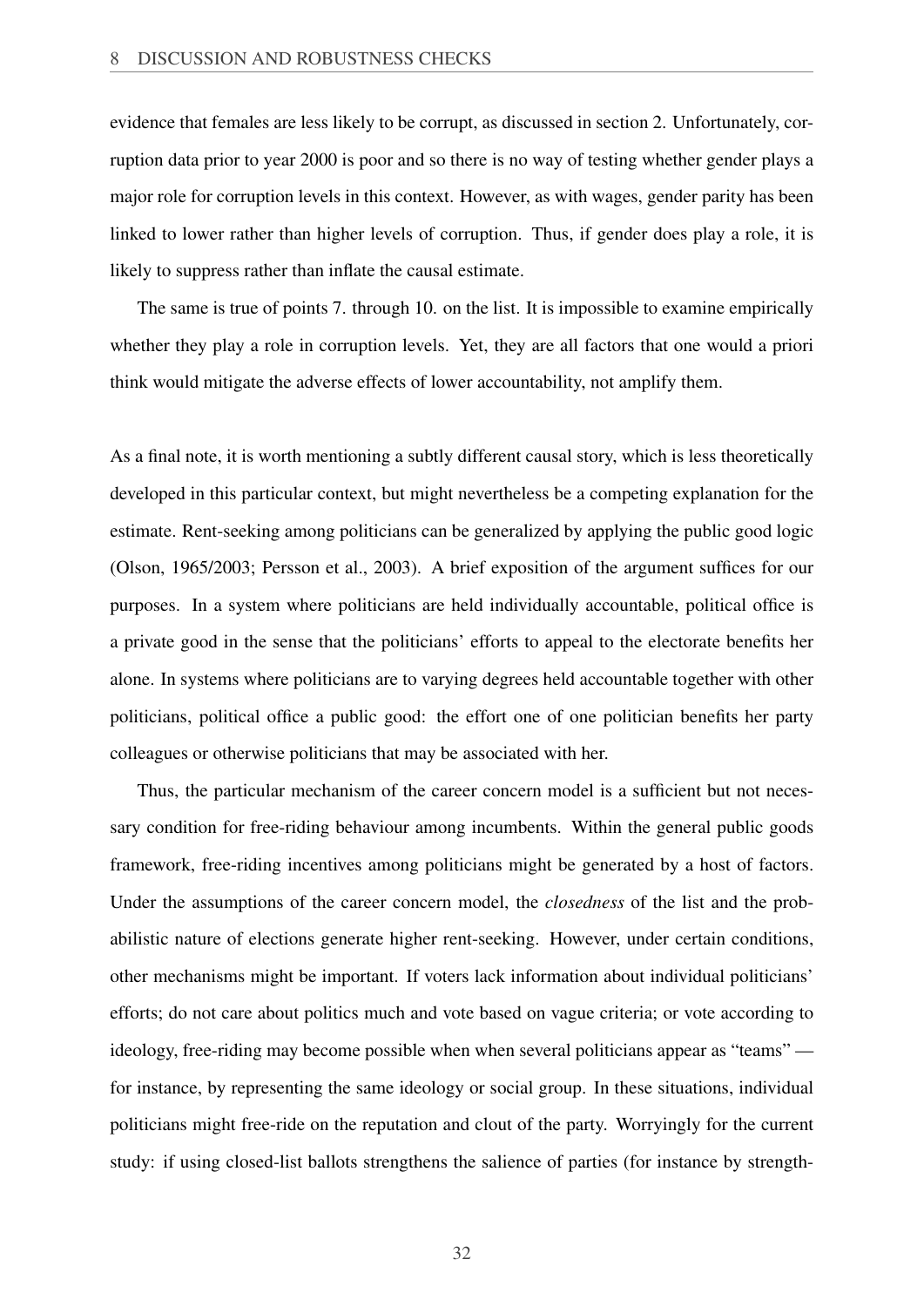evidence that females are less likely to be corrupt, as discussed in section 2. Unfortunately, corruption data prior to year 2000 is poor and so there is no way of testing whether gender plays a major role for corruption levels in this context. However, as with wages, gender parity has been linked to lower rather than higher levels of corruption. Thus, if gender does play a role, it is likely to suppress rather than inflate the causal estimate.

The same is true of points 7. through 10. on the list. It is impossible to examine empirically whether they play a role in corruption levels. Yet, they are all factors that one would a priori think would mitigate the adverse effects of lower accountability, not amplify them.

As a final note, it is worth mentioning a subtly different causal story, which is less theoretically developed in this particular context, but might nevertheless be a competing explanation for the estimate. Rent-seeking among politicians can be generalized by applying the public good logic (Olson, 1965/2003; Persson et al., 2003). A brief exposition of the argument suffices for our purposes. In a system where politicians are held individually accountable, political office is a private good in the sense that the politicians' efforts to appeal to the electorate benefits her alone. In systems where politicians are to varying degrees held accountable together with other politicians, political office a public good: the effort one of one politician benefits her party colleagues or otherwise politicians that may be associated with her.

Thus, the particular mechanism of the career concern model is a sufficient but not necessary condition for free-riding behaviour among incumbents. Within the general public goods framework, free-riding incentives among politicians might be generated by a host of factors. Under the assumptions of the career concern model, the *closedness* of the list and the probabilistic nature of elections generate higher rent-seeking. However, under certain conditions, other mechanisms might be important. If voters lack information about individual politicians' efforts; do not care about politics much and vote based on vague criteria; or vote according to ideology, free-riding may become possible when when several politicians appear as "teams" — for instance, by representing the same ideology or social group. In these situations, individual politicians might free-ride on the reputation and clout of the party. Worryingly for the current study: if using closed-list ballots strengthens the salience of parties (for instance by strength-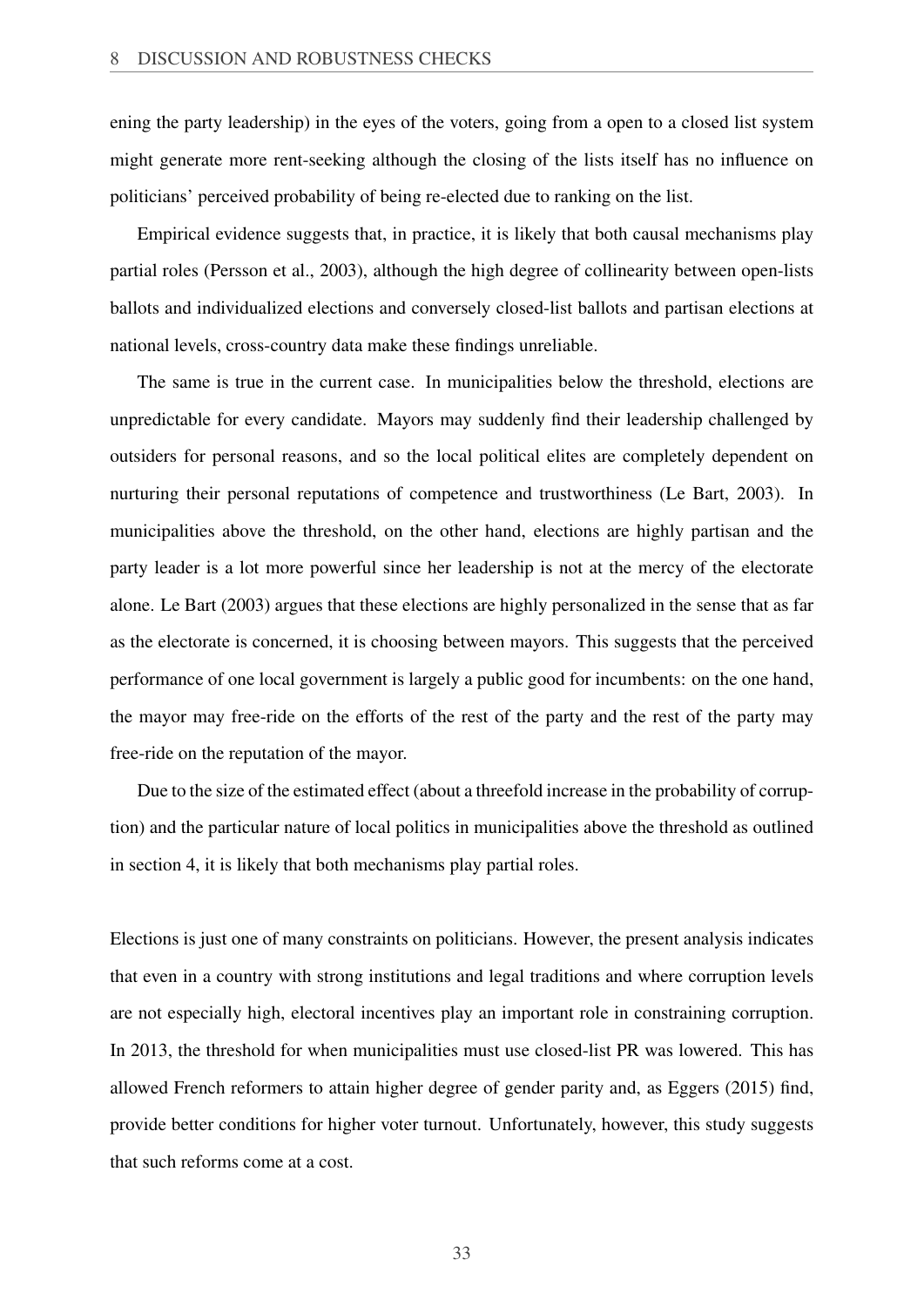ening the party leadership) in the eyes of the voters, going from a open to a closed list system might generate more rent-seeking although the closing of the lists itself has no influence on politicians' perceived probability of being re-elected due to ranking on the list.

Empirical evidence suggests that, in practice, it is likely that both causal mechanisms play partial roles (Persson et al., 2003), although the high degree of collinearity between open-lists ballots and individualized elections and conversely closed-list ballots and partisan elections at national levels, cross-country data make these findings unreliable.

The same is true in the current case. In municipalities below the threshold, elections are unpredictable for every candidate. Mayors may suddenly find their leadership challenged by outsiders for personal reasons, and so the local political elites are completely dependent on nurturing their personal reputations of competence and trustworthiness (Le Bart, 2003). In municipalities above the threshold, on the other hand, elections are highly partisan and the party leader is a lot more powerful since her leadership is not at the mercy of the electorate alone. Le Bart (2003) argues that these elections are highly personalized in the sense that as far as the electorate is concerned, it is choosing between mayors. This suggests that the perceived performance of one local government is largely a public good for incumbents: on the one hand, the mayor may free-ride on the efforts of the rest of the party and the rest of the party may free-ride on the reputation of the mayor.

Due to the size of the estimated effect (about a threefold increase in the probability of corruption) and the particular nature of local politics in municipalities above the threshold as outlined in section 4, it is likely that both mechanisms play partial roles.

Elections is just one of many constraints on politicians. However, the present analysis indicates that even in a country with strong institutions and legal traditions and where corruption levels are not especially high, electoral incentives play an important role in constraining corruption. In 2013, the threshold for when municipalities must use closed-list PR was lowered. This has allowed French reformers to attain higher degree of gender parity and, as Eggers (2015) find, provide better conditions for higher voter turnout. Unfortunately, however, this study suggests that such reforms come at a cost.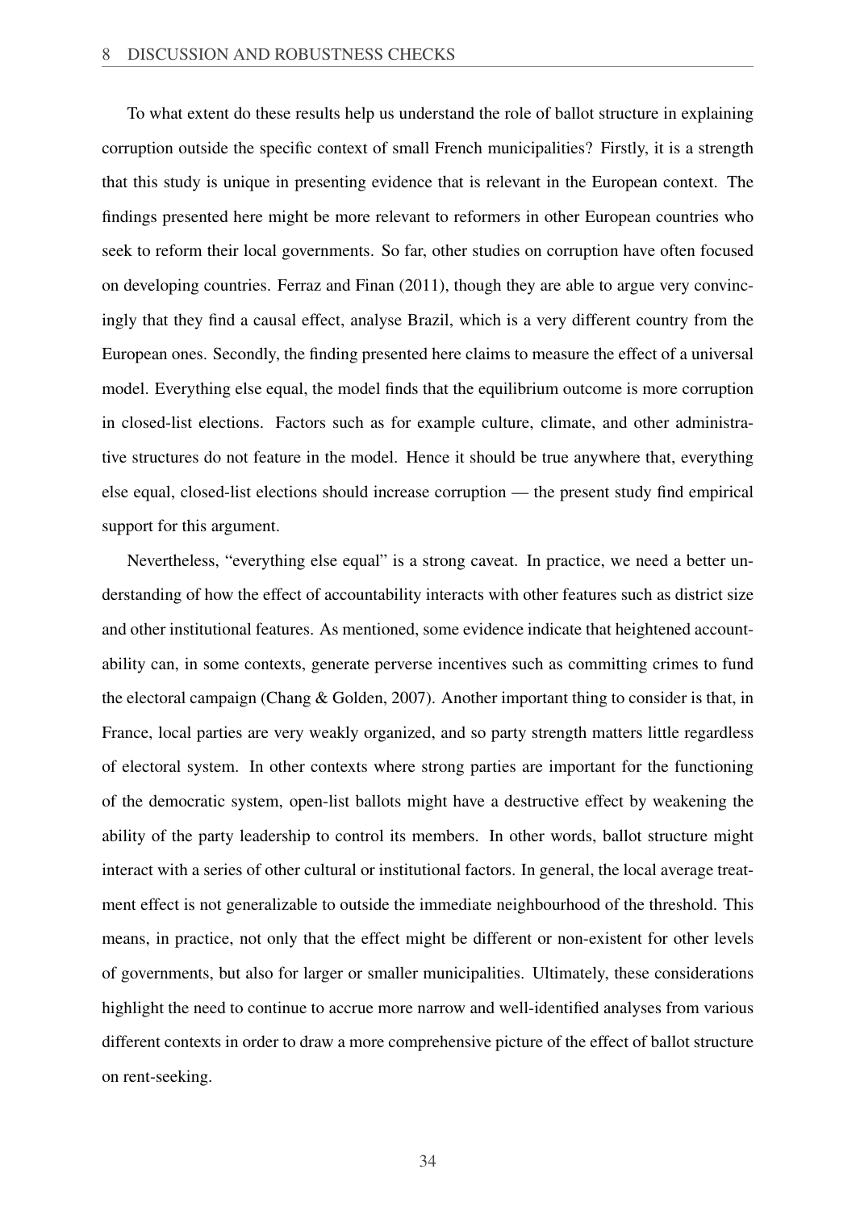To what extent do these results help us understand the role of ballot structure in explaining corruption outside the specific context of small French municipalities? Firstly, it is a strength that this study is unique in presenting evidence that is relevant in the European context. The findings presented here might be more relevant to reformers in other European countries who seek to reform their local governments. So far, other studies on corruption have often focused on developing countries. Ferraz and Finan (2011), though they are able to argue very convincingly that they find a causal effect, analyse Brazil, which is a very different country from the European ones. Secondly, the finding presented here claims to measure the effect of a universal model. Everything else equal, the model finds that the equilibrium outcome is more corruption in closed-list elections. Factors such as for example culture, climate, and other administrative structures do not feature in the model. Hence it should be true anywhere that, everything else equal, closed-list elections should increase corruption — the present study find empirical support for this argument.

Nevertheless, "everything else equal" is a strong caveat. In practice, we need a better understanding of how the effect of accountability interacts with other features such as district size and other institutional features. As mentioned, some evidence indicate that heightened accountability can, in some contexts, generate perverse incentives such as committing crimes to fund the electoral campaign (Chang & Golden, 2007). Another important thing to consider is that, in France, local parties are very weakly organized, and so party strength matters little regardless of electoral system. In other contexts where strong parties are important for the functioning of the democratic system, open-list ballots might have a destructive effect by weakening the ability of the party leadership to control its members. In other words, ballot structure might interact with a series of other cultural or institutional factors. In general, the local average treatment effect is not generalizable to outside the immediate neighbourhood of the threshold. This means, in practice, not only that the effect might be different or non-existent for other levels of governments, but also for larger or smaller municipalities. Ultimately, these considerations highlight the need to continue to accrue more narrow and well-identified analyses from various different contexts in order to draw a more comprehensive picture of the effect of ballot structure on rent-seeking.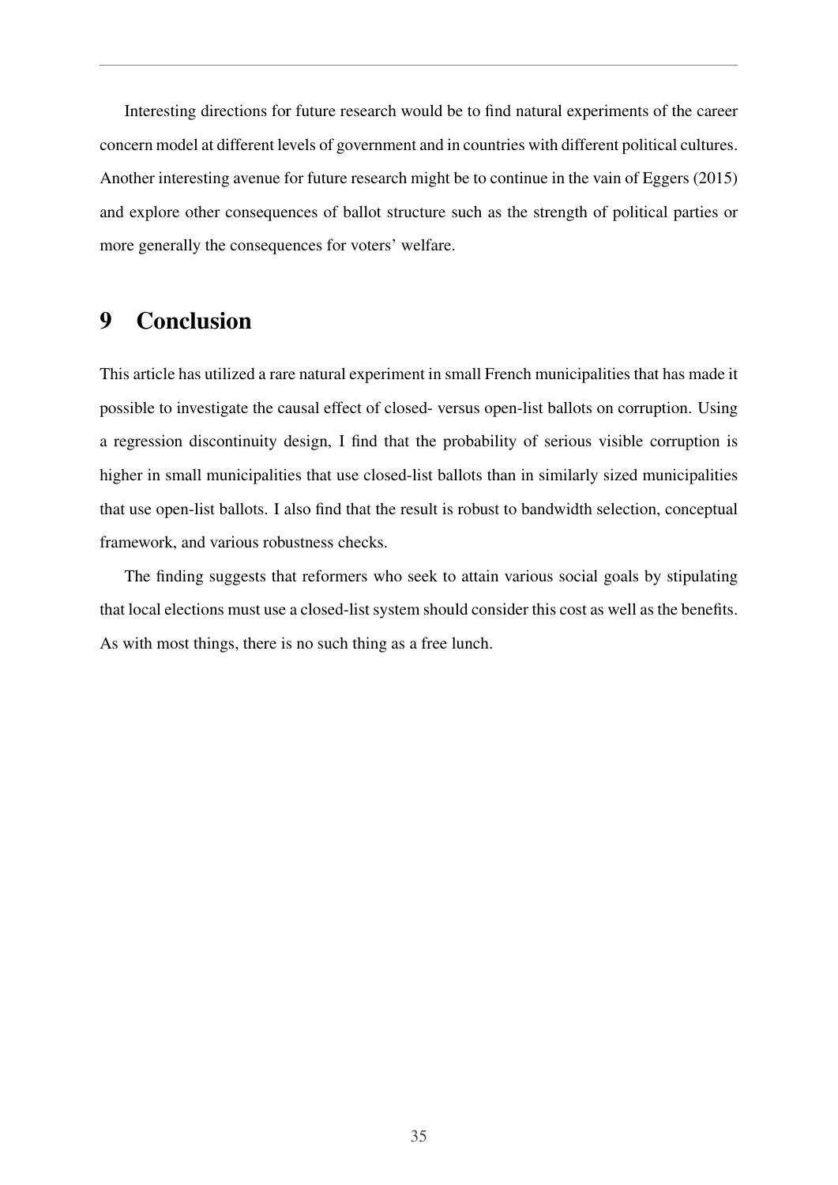Interesting directions for future research would be to find natural experiments of the career concern model at different levels of government and in countries with different political cultures. Another interesting avenue for future research might be to continue in the vain of Eggers (2015) and explore other consequences of ballot structure such as the strength of political parties or more generally the consequences for voters' welfare.

# 9 Conclusion

This article has utilized a rare natural experiment in small French municipalities that has made it possible to investigate the causal effect of closed- versus open-list ballots on corruption. Using a regression discontinuity design, I find that the probability of serious visible corruption is higher in small municipalities that use closed-list ballots than in similarly sized municipalities that use open-list ballots. I also find that the result is robust to bandwidth selection, conceptual framework, and various robustness checks.

The finding suggests that reformers who seek to attain various social goals by stipulating that local elections must use a closed-list system should consider this cost as well as the benefits. As with most things, there is no such thing as a free lunch.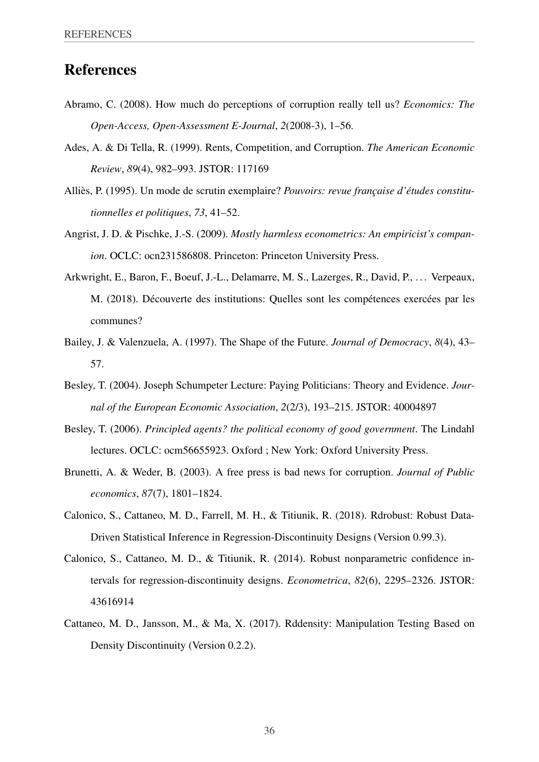# References

Abramo, C. (2008). How much do perceptions of corruption really tell us? *Economics: The Open-Access, Open-Assessment E-Journal*, *2*(2008-3), 1–56.

Ades, A. & Di Tella, R. (1999). Rents, Competition, and Corruption. *The American Economic Review*, *89*(4), 982–993. JSTOR: 117169

Alliès, P. (1995). Un mode de scrutin exemplaire? *Pouvoirs: revue française d'études constitutionnelles et politiques*, *73*, 41–52.

Angrist, J. D. & Pischke, J.-S. (2009). *Mostly harmless econometrics: An empiricist's companion*. OCLC: ocn231586808. Princeton: Princeton University Press.

Arkwright, E., Baron, F., Boeuf, J.-L., Delamarre, M. S., Lazerges, R., David, P., … Verpeaux, M. (2018). Découverte des institutions: Quelles sont les compétences exercées par les communes?

Bailey, J. & Valenzuela, A. (1997). The Shape of the Future. *Journal of Democracy*, *8*(4), 43–57.

Besley, T. (2004). Joseph Schumpeter Lecture: Paying Politicians: Theory and Evidence. *Journal of the European Economic Association*, *2*(2/3), 193–215. JSTOR: 40004897

Besley, T. (2006). *Principled agents? the political economy of good government*. The Lindahl lectures. OCLC: ocm56655923. Oxford ; New York: Oxford University Press.

Brunetti, A. & Weder, B. (2003). A free press is bad news for corruption. *Journal of Public economics*, *87*(7), 1801–1824.

Calonico, S., Cattaneo, M. D., Farrell, M. H., & Titiunik, R. (2018). Rdrobust: Robust Data-Driven Statistical Inference in Regression-Discontinuity Designs (Version 0.99.3).

Calonico, S., Cattaneo, M. D., & Titiunik, R. (2014). Robust nonparametric confidence intervals for regression-discontinuity designs. *Econometrica*, *82*(6), 2295–2326. JSTOR: 43616914

Cattaneo, M. D., Jansson, M., & Ma, X. (2017). Rddensity: Manipulation Testing Based on Density Discontinuity (Version 0.2.2).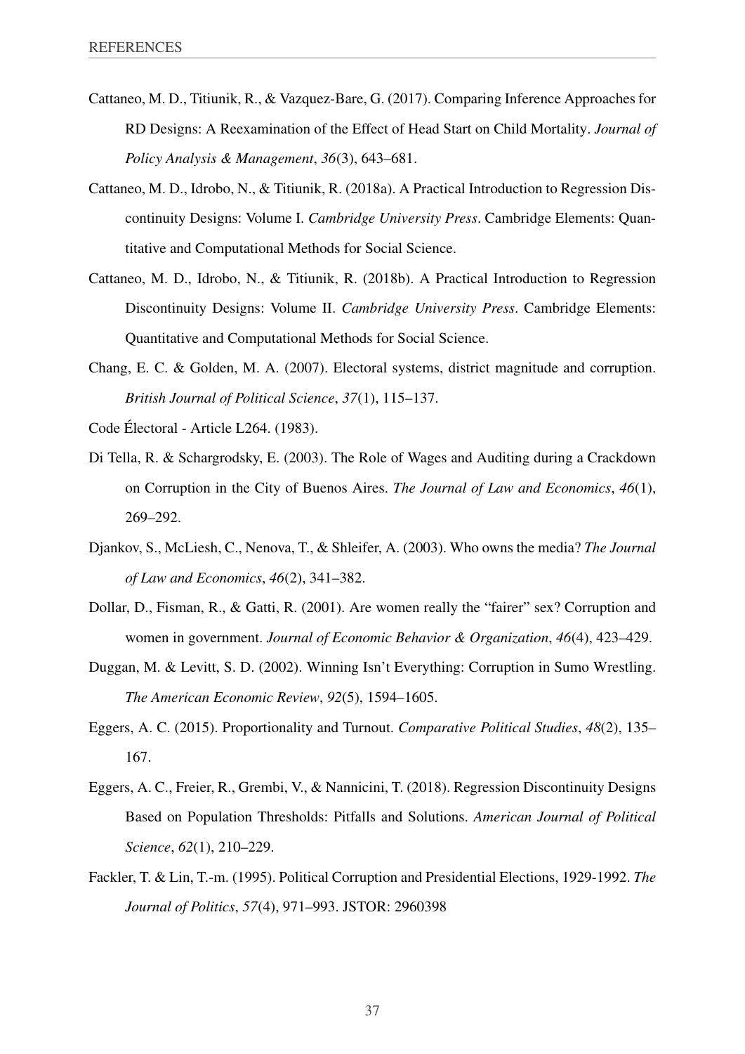Cattaneo, M. D., Titiunik, R., & Vazquez-Bare, G. (2017). Comparing Inference Approaches for RD Designs: A Reexamination of the Effect of Head Start on Child Mortality. *Journal of Policy Analysis & Management*, *36*(3), 643–681.

Cattaneo, M. D., Idrobo, N., & Titiunik, R. (2018a). A Practical Introduction to Regression Discontinuity Designs: Volume I. *Cambridge University Press*. Cambridge Elements: Quantitative and Computational Methods for Social Science.

Cattaneo, M. D., Idrobo, N., & Titiunik, R. (2018b). A Practical Introduction to Regression Discontinuity Designs: Volume II. *Cambridge University Press*. Cambridge Elements: Quantitative and Computational Methods for Social Science.

Chang, E. C. & Golden, M. A. (2007). Electoral systems, district magnitude and corruption. *British Journal of Political Science*, *37*(1), 115–137.

Code Électoral - Article L264. (1983).

Di Tella, R. & Schargrodsky, E. (2003). The Role of Wages and Auditing during a Crackdown on Corruption in the City of Buenos Aires. *The Journal of Law and Economics*, *46*(1), 269–292.

Djankov, S., McLiesh, C., Nenova, T., & Shleifer, A. (2003). Who owns the media? *The Journal of Law and Economics*, *46*(2), 341–382.

Dollar, D., Fisman, R., & Gatti, R. (2001). Are women really the "fairer" sex? Corruption and women in government. *Journal of Economic Behavior & Organization*, *46*(4), 423–429.

Duggan, M. & Levitt, S. D. (2002). Winning Isn't Everything: Corruption in Sumo Wrestling. *The American Economic Review*, *92*(5), 1594–1605.

Eggers, A. C. (2015). Proportionality and Turnout. *Comparative Political Studies*, *48*(2), 135–167.

Eggers, A. C., Freier, R., Grembi, V., & Nannicini, T. (2018). Regression Discontinuity Designs Based on Population Thresholds: Pitfalls and Solutions. *American Journal of Political Science*, *62*(1), 210–229.

Fackler, T. & Lin, T.-m. (1995). Political Corruption and Presidential Elections, 1929-1992. *The Journal of Politics*, *57*(4), 971–993. JSTOR: 2960398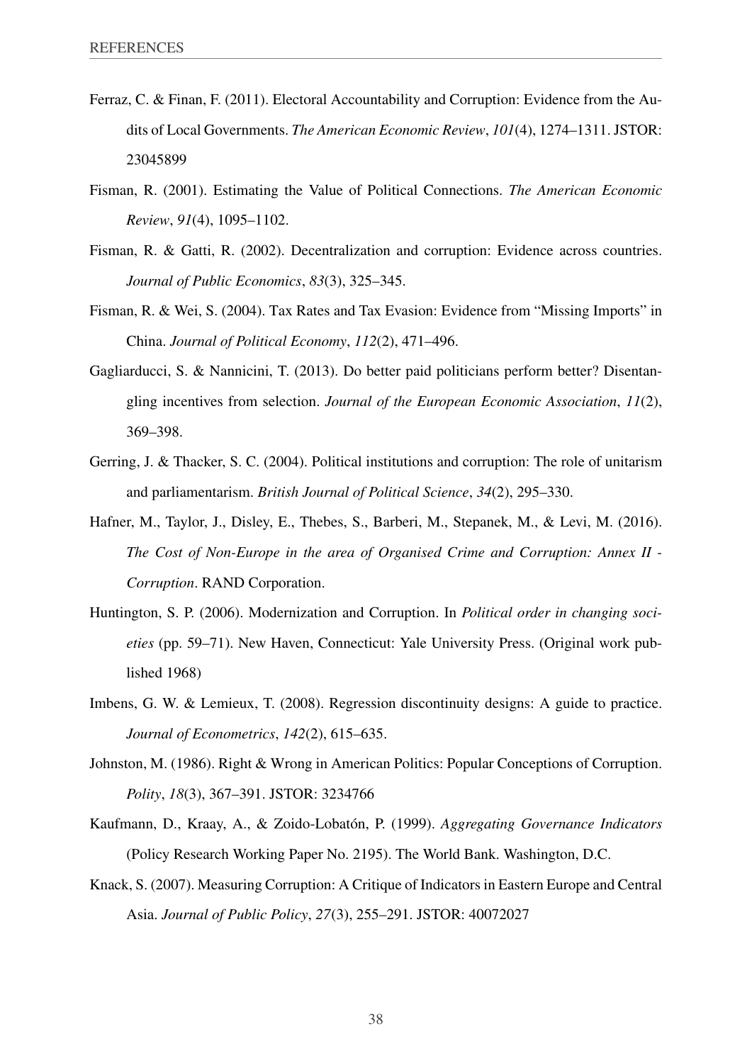Ferraz, C. & Finan, F. (2011). Electoral Accountability and Corruption: Evidence from the Audits of Local Governments. *The American Economic Review*, *101*(4), 1274–1311. JSTOR: 23045899

Fisman, R. (2001). Estimating the Value of Political Connections. *The American Economic Review*, *91*(4), 1095–1102.

Fisman, R. & Gatti, R. (2002). Decentralization and corruption: Evidence across countries. *Journal of Public Economics*, *83*(3), 325–345.

Fisman, R. & Wei, S. (2004). Tax Rates and Tax Evasion: Evidence from "Missing Imports" in China. *Journal of Political Economy*, *112*(2), 471–496.

Gagliarducci, S. & Nannicini, T. (2013). Do better paid politicians perform better? Disentangling incentives from selection. *Journal of the European Economic Association*, *11*(2), 369–398.

Gerring, J. & Thacker, S. C. (2004). Political institutions and corruption: The role of unitarism and parliamentarism. *British Journal of Political Science*, *34*(2), 295–330.

Hafner, M., Taylor, J., Disley, E., Thebes, S., Barberi, M., Stepanek, M., & Levi, M. (2016). *The Cost of Non-Europe in the area of Organised Crime and Corruption: Annex II - Corruption*. RAND Corporation.

Huntington, S. P. (2006). Modernization and Corruption. In *Political order in changing societies* (pp. 59–71). New Haven, Connecticut: Yale University Press. (Original work published 1968)

Imbens, G. W. & Lemieux, T. (2008). Regression discontinuity designs: A guide to practice. *Journal of Econometrics*, *142*(2), 615–635.

Johnston, M. (1986). Right & Wrong in American Politics: Popular Conceptions of Corruption. *Polity*, *18*(3), 367–391. JSTOR: 3234766

Kaufmann, D., Kraay, A., & Zoido-Lobatón, P. (1999). *Aggregating Governance Indicators* (Policy Research Working Paper No. 2195). The World Bank. Washington, D.C.

Knack, S. (2007). Measuring Corruption: A Critique of Indicators in Eastern Europe and Central Asia. *Journal of Public Policy*, *27*(3), 255–291. JSTOR: 40072027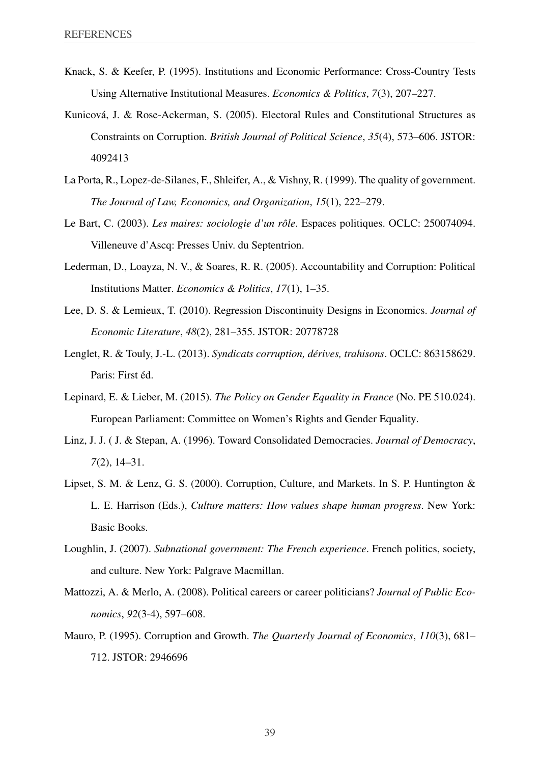Knack, S. & Keefer, P. (1995). Institutions and Economic Performance: Cross-Country Tests Using Alternative Institutional Measures. *Economics & Politics*, *7*(3), 207–227.

Kunicová, J. & Rose-Ackerman, S. (2005). Electoral Rules and Constitutional Structures as Constraints on Corruption. *British Journal of Political Science*, *35*(4), 573–606. JSTOR: 4092413

La Porta, R., Lopez-de-Silanes, F., Shleifer, A., & Vishny, R. (1999). The quality of government. *The Journal of Law, Economics, and Organization*, *15*(1), 222–279.

Le Bart, C. (2003). *Les maires: sociologie d'un rôle*. Espaces politiques. OCLC: 250074094. Villeneuve d'Ascq: Presses Univ. du Septentrion.

Lederman, D., Loayza, N. V., & Soares, R. R. (2005). Accountability and Corruption: Political Institutions Matter. *Economics & Politics*, *17*(1), 1–35.

Lee, D. S. & Lemieux, T. (2010). Regression Discontinuity Designs in Economics. *Journal of Economic Literature*, *48*(2), 281–355. JSTOR: 20778728

Lenglet, R. & Touly, J.-L. (2013). *Syndicats corruption, dérives, trahisons*. OCLC: 863158629. Paris: First éd.

Lepinard, E. & Lieber, M. (2015). *The Policy on Gender Equality in France* (No. PE 510.024). European Parliament: Committee on Women's Rights and Gender Equality.

Linz, J. J. ( J. & Stepan, A. (1996). Toward Consolidated Democracies. *Journal of Democracy*, *7*(2), 14–31.

Lipset, S. M. & Lenz, G. S. (2000). Corruption, Culture, and Markets. In S. P. Huntington & L. E. Harrison (Eds.), *Culture matters: How values shape human progress*. New York: Basic Books.

Loughlin, J. (2007). *Subnational government: The French experience*. French politics, society, and culture. New York: Palgrave Macmillan.

Mattozzi, A. & Merlo, A. (2008). Political careers or career politicians? *Journal of Public Economics*, *92*(3-4), 597–608.

Mauro, P. (1995). Corruption and Growth. *The Quarterly Journal of Economics*, *110*(3), 681–712. JSTOR: 2946696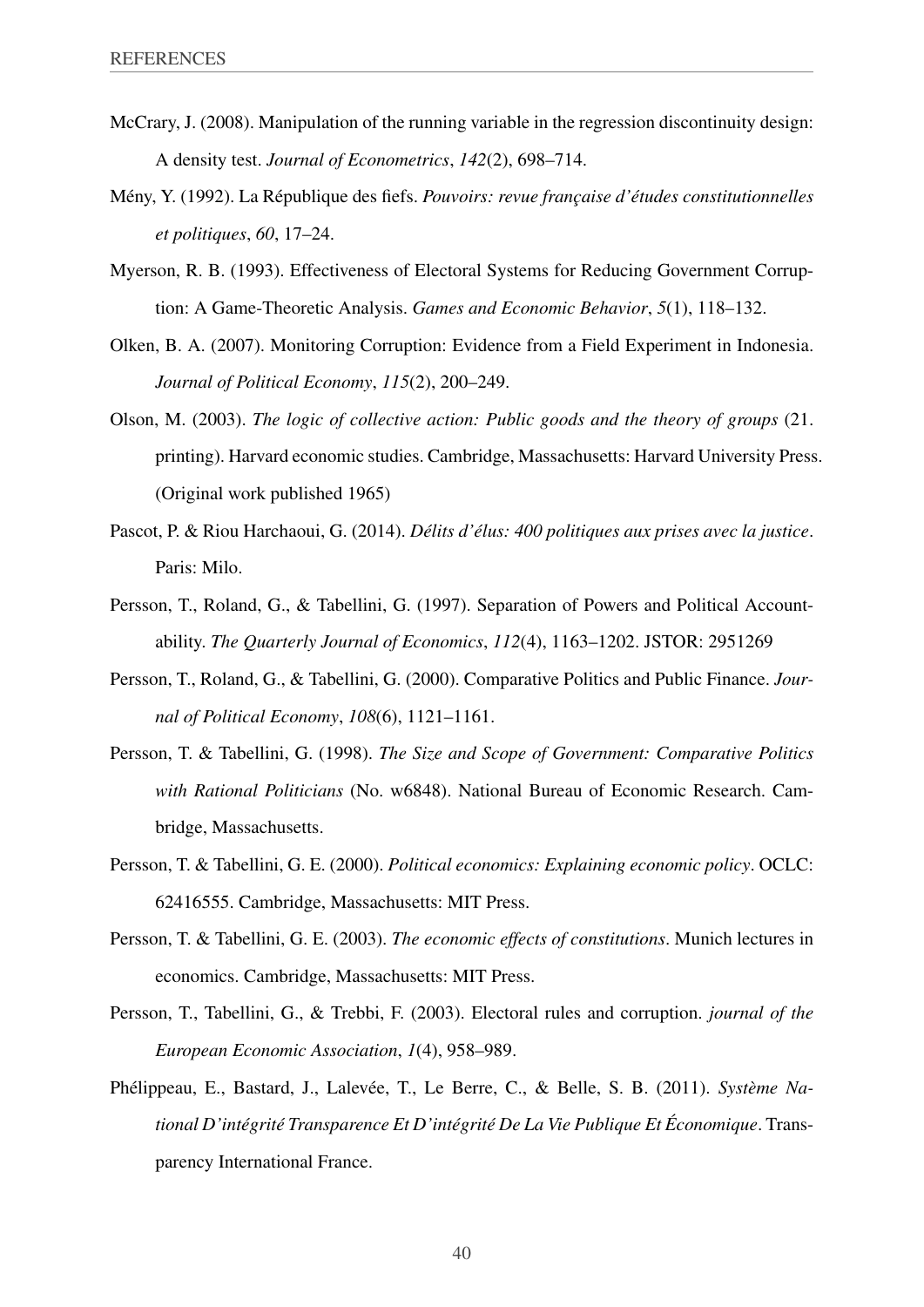McCrary, J. (2008). Manipulation of the running variable in the regression discontinuity design: A density test. *Journal of Econometrics*, *142*(2), 698–714.

Mény, Y. (1992). La République des fiefs. *Pouvoirs: revue française d'études constitutionnelles et politiques*, *60*, 17–24.

Myerson, R. B. (1993). Effectiveness of Electoral Systems for Reducing Government Corruption: A Game-Theoretic Analysis. *Games and Economic Behavior*, *5*(1), 118–132.

Olken, B. A. (2007). Monitoring Corruption: Evidence from a Field Experiment in Indonesia. *Journal of Political Economy*, *115*(2), 200–249.

Olson, M. (2003). *The logic of collective action: Public goods and the theory of groups* (21. printing). Harvard economic studies. Cambridge, Massachusetts: Harvard University Press. (Original work published 1965)

Pascot, P. & Riou Harchaoui, G. (2014). *Délits d'élus: 400 politiques aux prises avec la justice*. Paris: Milo.

Persson, T., Roland, G., & Tabellini, G. (1997). Separation of Powers and Political Accountability. *The Quarterly Journal of Economics*, *112*(4), 1163–1202. JSTOR: 2951269

Persson, T., Roland, G., & Tabellini, G. (2000). Comparative Politics and Public Finance. *Journal of Political Economy*, *108*(6), 1121–1161.

Persson, T. & Tabellini, G. (1998). *The Size and Scope of Government: Comparative Politics with Rational Politicians* (No. w6848). National Bureau of Economic Research. Cambridge, Massachusetts.

Persson, T. & Tabellini, G. E. (2000). *Political economics: Explaining economic policy*. OCLC: 62416555. Cambridge, Massachusetts: MIT Press.

Persson, T. & Tabellini, G. E. (2003). *The economic effects of constitutions*. Munich lectures in economics. Cambridge, Massachusetts: MIT Press.

Persson, T., Tabellini, G., & Trebbi, F. (2003). Electoral rules and corruption. *journal of the European Economic Association*, *1*(4), 958–989.

Phélippeau, E., Bastard, J., Lalevée, T., Le Berre, C., & Belle, S. B. (2011). *Système National D'intégrité Transparence Et D'intégrité De La Vie Publique Et Économique*. Transparency International France.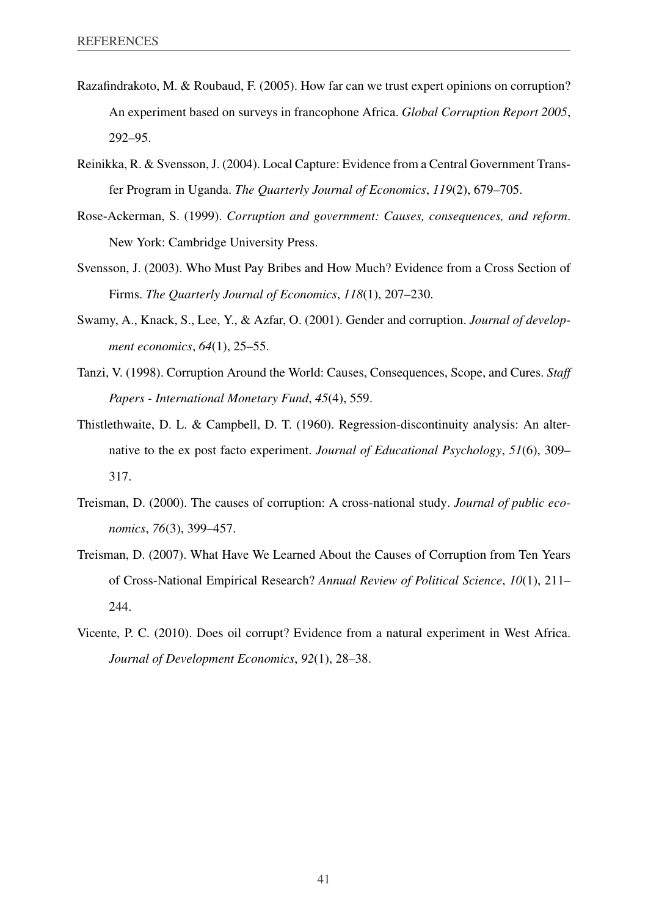Razafindrakoto, M. & Roubaud, F. (2005). How far can we trust expert opinions on corruption? An experiment based on surveys in francophone Africa. *Global Corruption Report 2005*, 292–95.

Reinikka, R. & Svensson, J. (2004). Local Capture: Evidence from a Central Government Transfer Program in Uganda. *The Quarterly Journal of Economics*, *119*(2), 679–705.

Rose-Ackerman, S. (1999). *Corruption and government: Causes, consequences, and reform*. New York: Cambridge University Press.

Svensson, J. (2003). Who Must Pay Bribes and How Much? Evidence from a Cross Section of Firms. *The Quarterly Journal of Economics*, *118*(1), 207–230.

Swamy, A., Knack, S., Lee, Y., & Azfar, O. (2001). Gender and corruption. *Journal of development economics*, *64*(1), 25–55.

Tanzi, V. (1998). Corruption Around the World: Causes, Consequences, Scope, and Cures. *Staff Papers - International Monetary Fund*, *45*(4), 559.

Thistlethwaite, D. L. & Campbell, D. T. (1960). Regression-discontinuity analysis: An alternative to the ex post facto experiment. *Journal of Educational Psychology*, *51*(6), 309–317.

Treisman, D. (2000). The causes of corruption: A cross-national study. *Journal of public economics*, *76*(3), 399–457.

Treisman, D. (2007). What Have We Learned About the Causes of Corruption from Ten Years of Cross-National Empirical Research? *Annual Review of Political Science*, *10*(1), 211–244.

Vicente, P. C. (2010). Does oil corrupt? Evidence from a natural experiment in West Africa. *Journal of Development Economics*, *92*(1), 28–38.